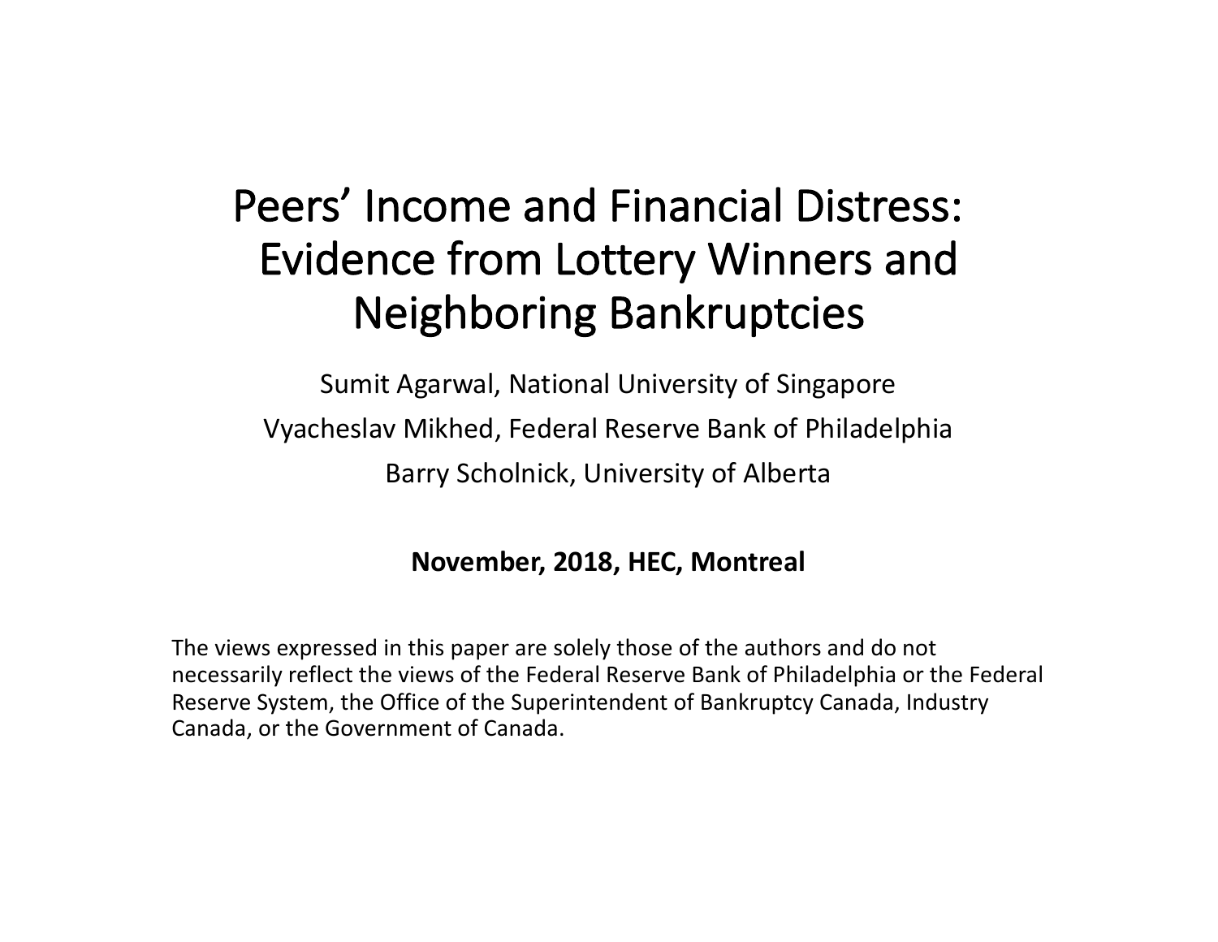# Peers' Income and Financial Distress: Evidence from Lottery Winners and Neighboring Bankruptcies

Sumit Agarwal, National University of Singapore

Vyacheslav Mikhed, Federal Reserve Bank of Philadelphia

Barry Scholnick, University of Alberta

**November, 2018, HEC, Montreal**

The views expressed in this paper are solely those of the authors and do not necessarily reflect the views of the Federal Reserve Bank of Philadelphia or the Federal Reserve System, the Office of the Superintendent of Bankruptcy Canada, Industry Canada, or the Government of Canada.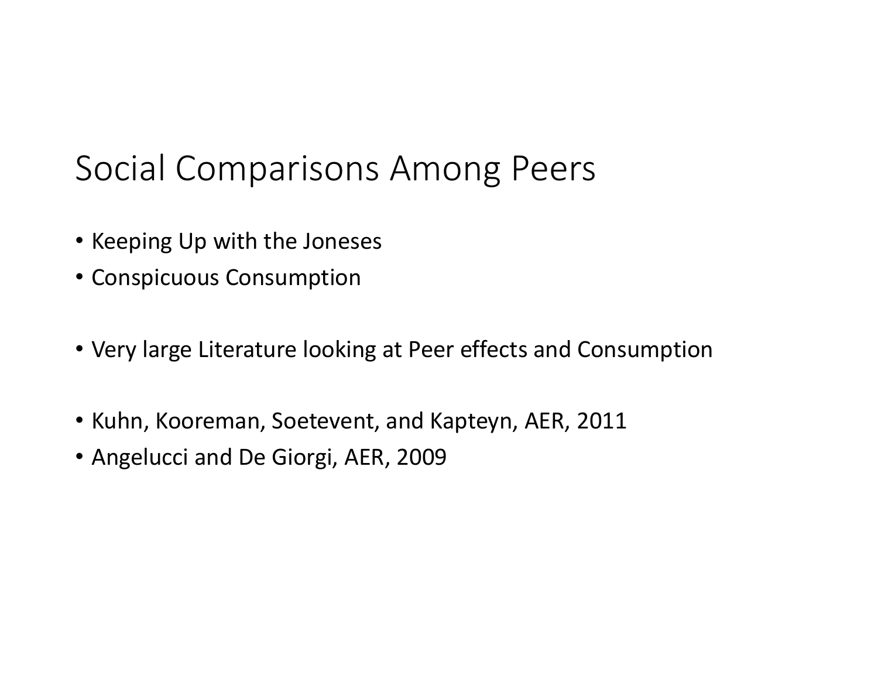# Social Comparisons Among Peers

- Keeping Up with the Joneses
- Conspicuous Consumption

- Very large Literature looking at Peer effects and Consumption

- Kuhn, Kooreman, Soetevent, and Kapteyn, AER, 2011
- Angelucci and De Giorgi, AER, 2009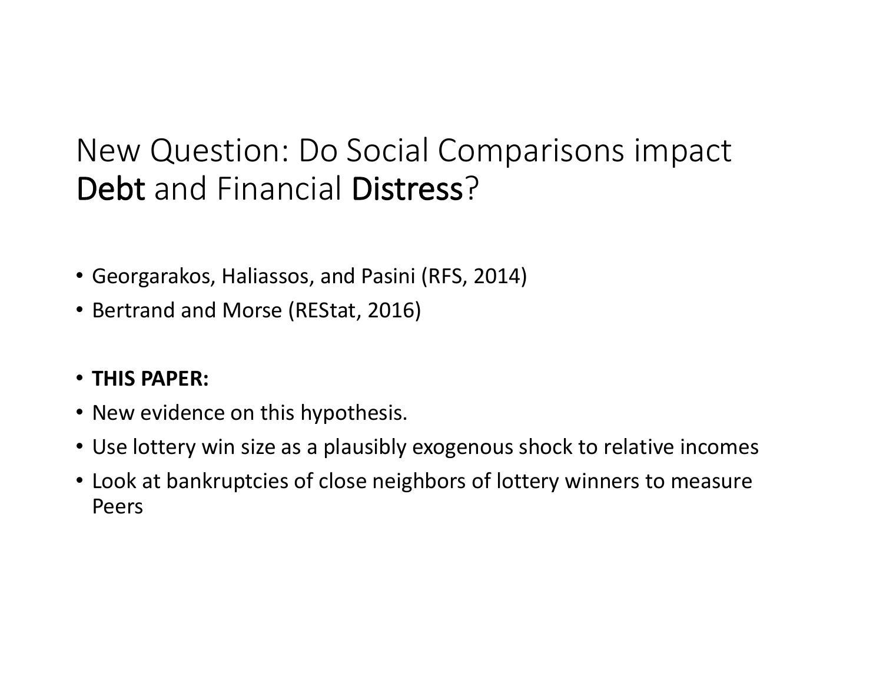# New Question: Do Social Comparisons impact **Debt** and Financial **Distress**?

- Georgarakos, Haliassos, and Pasini (RFS, 2014)
- Bertrand and Morse (REStat, 2016)

- **THIS PAPER:**
- New evidence on this hypothesis.
- Use lottery win size as a plausibly exogenous shock to relative incomes
- Look at bankruptcies of close neighbors of lottery winners to measure Peers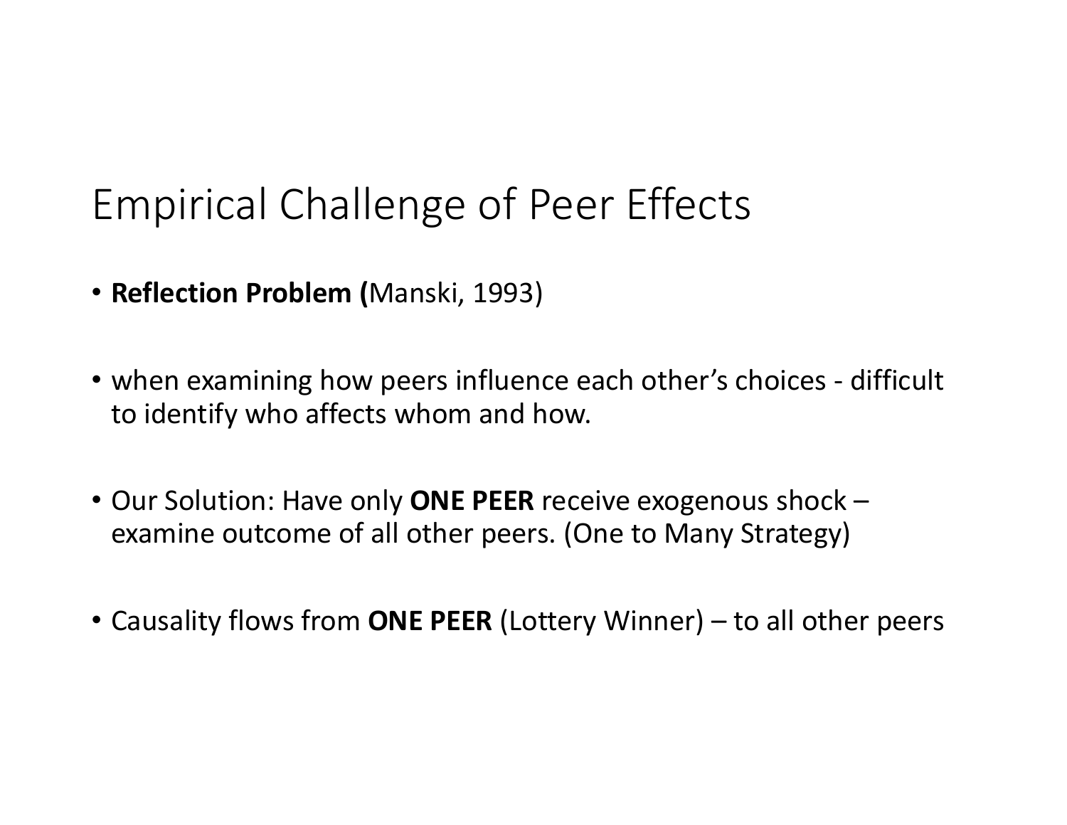# Empirical Challenge of Peer Effects

- **Reflection Problem (**Manski, 1993)
- when examining how peers influence each other's choices - difficult to identify who affects whom and how.
- Our Solution: Have only **ONE PEER** receive exogenous shock – examine outcome of all other peers. (One to Many Strategy)
- Causality flows from **ONE PEER** (Lottery Winner) – to all other peers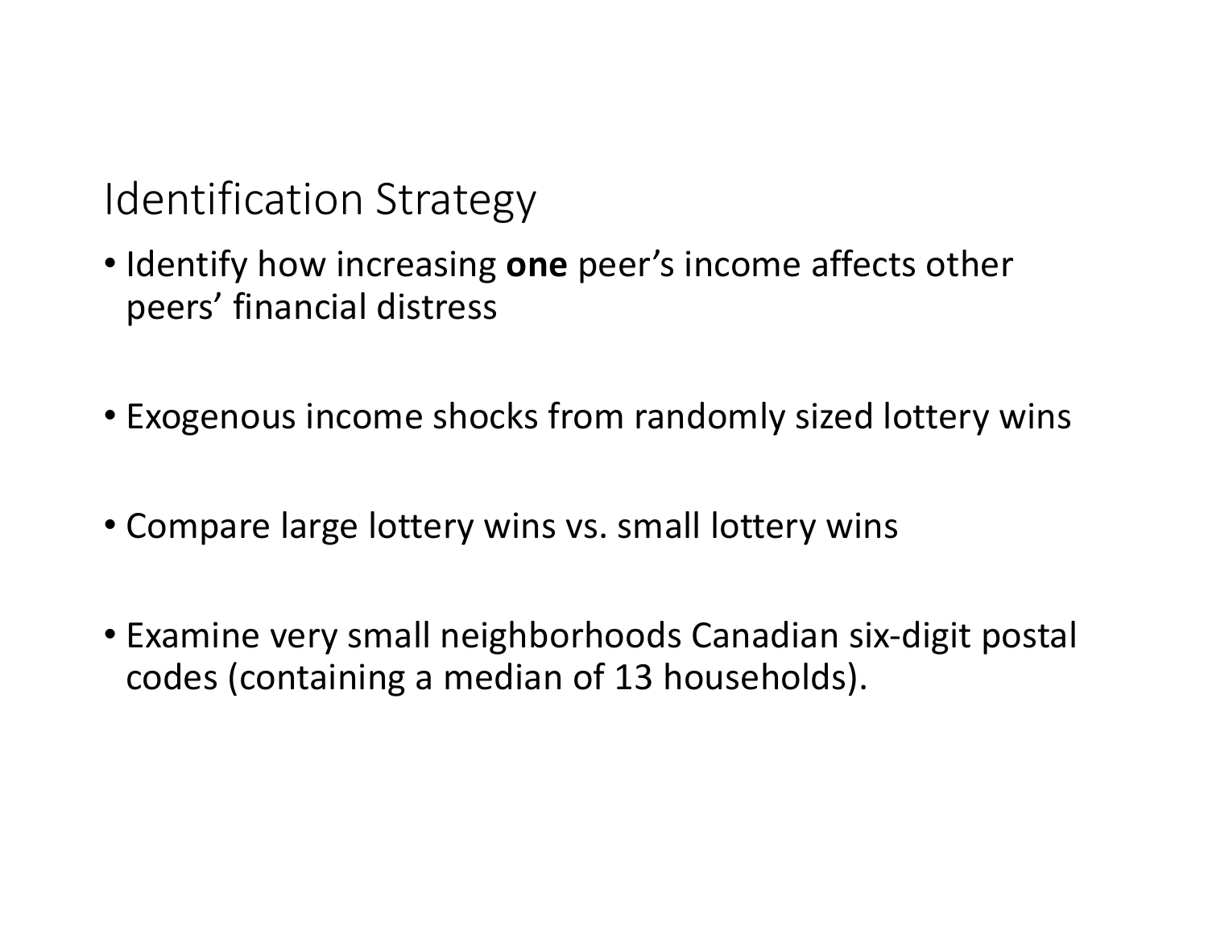## Identification Strategy

- Identify how increasing **one** peer's income affects other peers' financial distress
- Exogenous income shocks from randomly sized lottery wins
- Compare large lottery wins vs. small lottery wins
- Examine very small neighborhoods Canadian six-digit postal codes (containing a median of 13 households).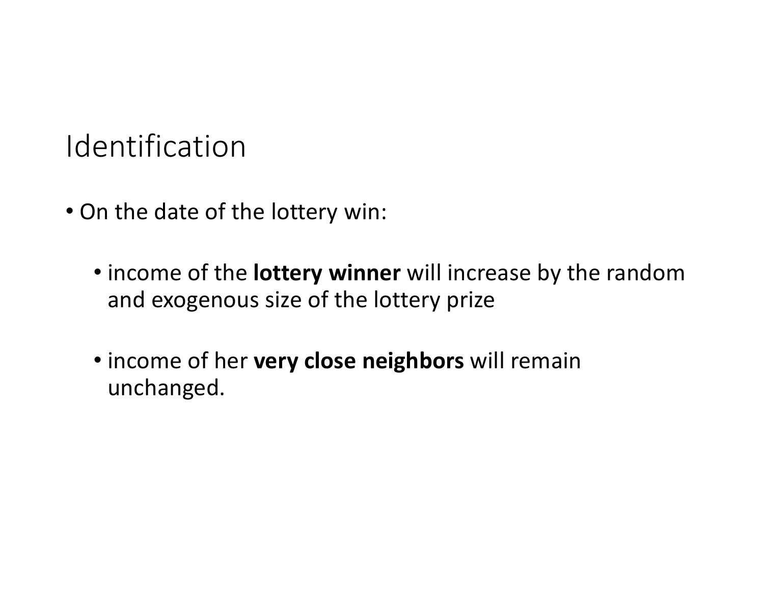# Identification

- On the date of the lottery win:
  - income of the **lottery winner** will increase by the random and exogenous size of the lottery prize
  - income of her **very close neighbors** will remain unchanged.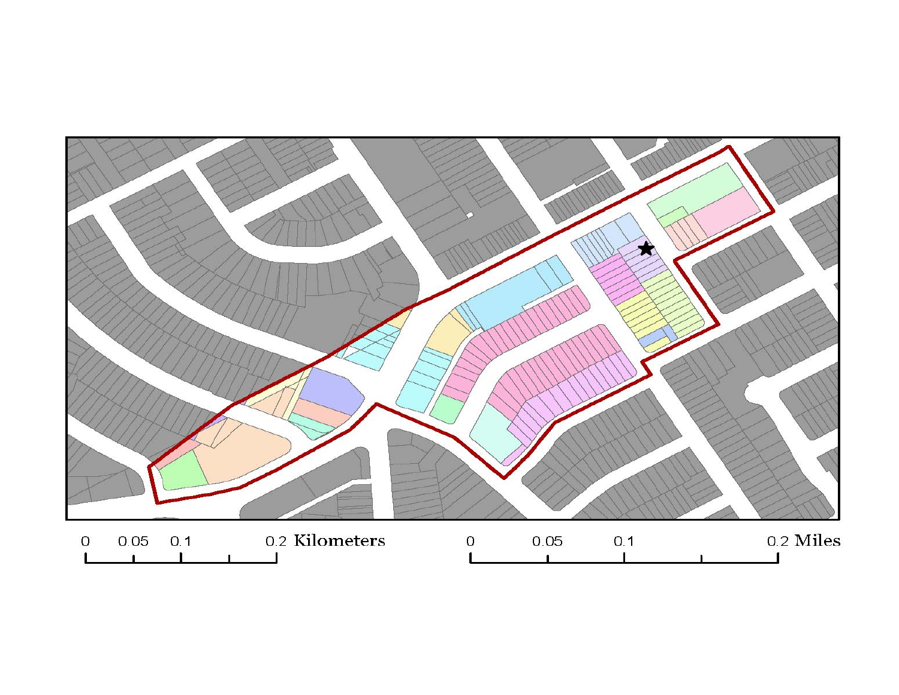0 0.05 0.1 0.2 Kilometers

0 0.05 0.1 0.2 Miles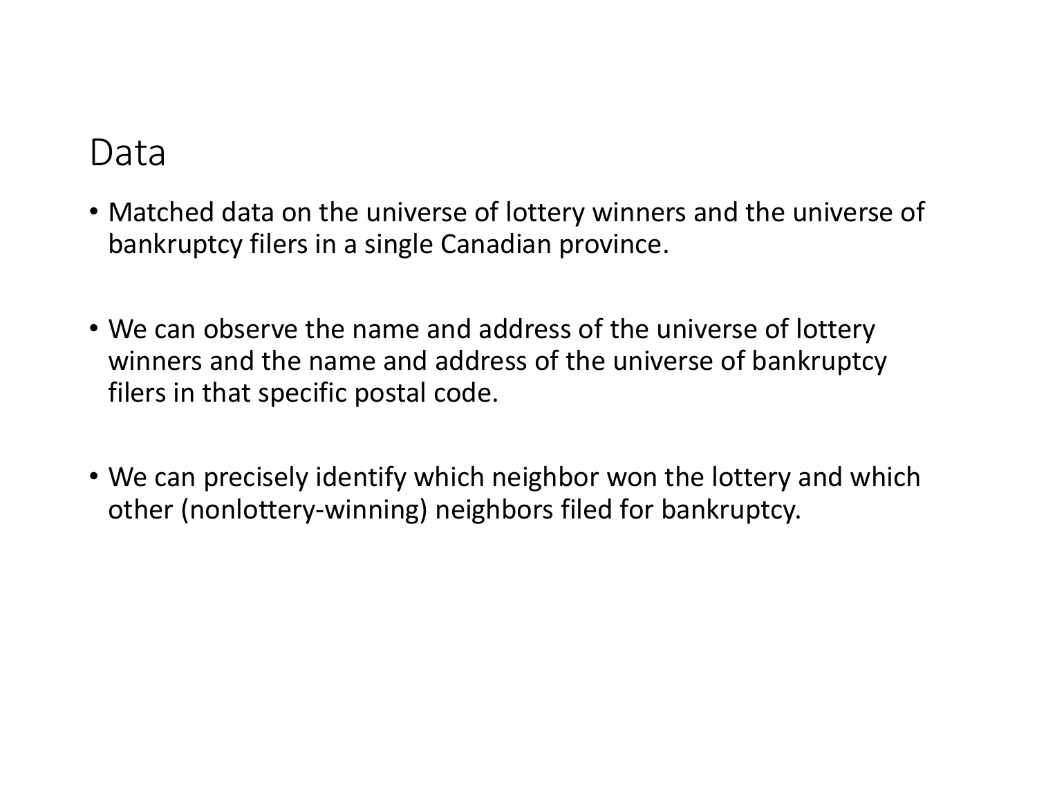# Data

- Matched data on the universe of lottery winners and the universe of bankruptcy filers in a single Canadian province.

- We can observe the name and address of the universe of lottery winners and the name and address of the universe of bankruptcy filers in that specific postal code.

- We can precisely identify which neighbor won the lottery and which other (nonlottery-winning) neighbors filed for bankruptcy.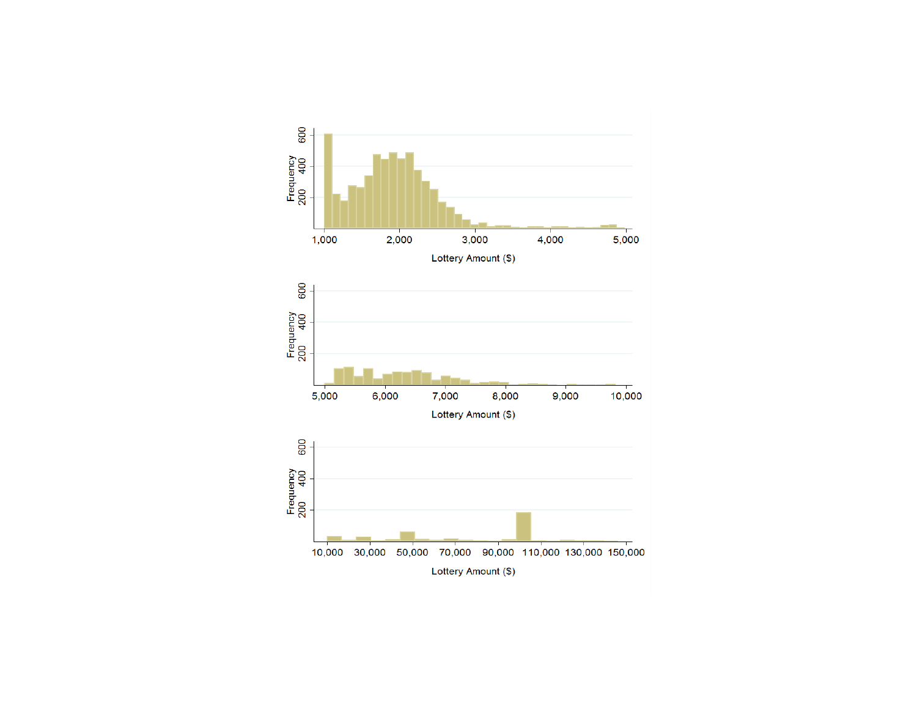Frequency

600
400
200

1,000 2,000 3,000 4,000 5,000

Lottery Amount ($)

Frequency

600
400
200

5,000 6,000 7,000 8,000 9,000 10,000

Lottery Amount ($)

Frequency

600
400
200

10,000 30,000 50,000 70,000 90,000 110,000 130,000 150,000

Lottery Amount ($)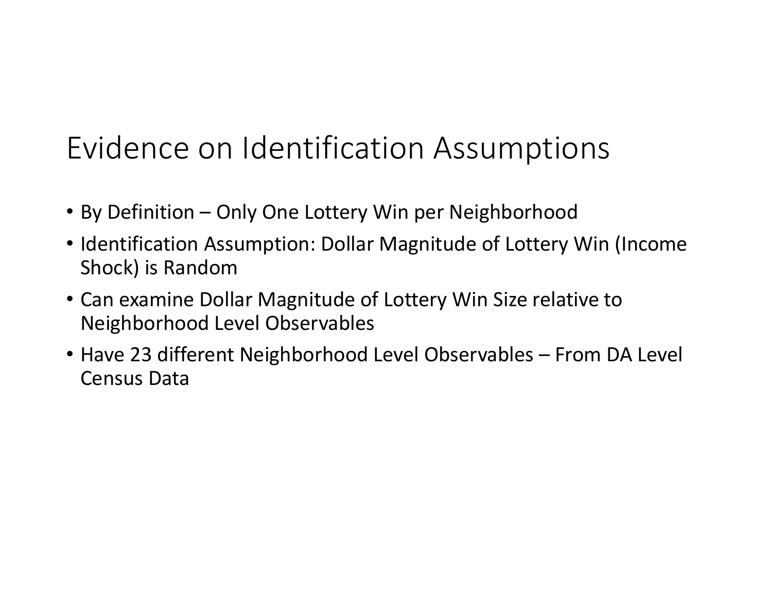# Evidence on Identification Assumptions

- By Definition – Only One Lottery Win per Neighborhood
- Identification Assumption: Dollar Magnitude of Lottery Win (Income Shock) is Random
- Can examine Dollar Magnitude of Lottery Win Size relative to Neighborhood Level Observables
- Have 23 different Neighborhood Level Observables – From DA Level Census Data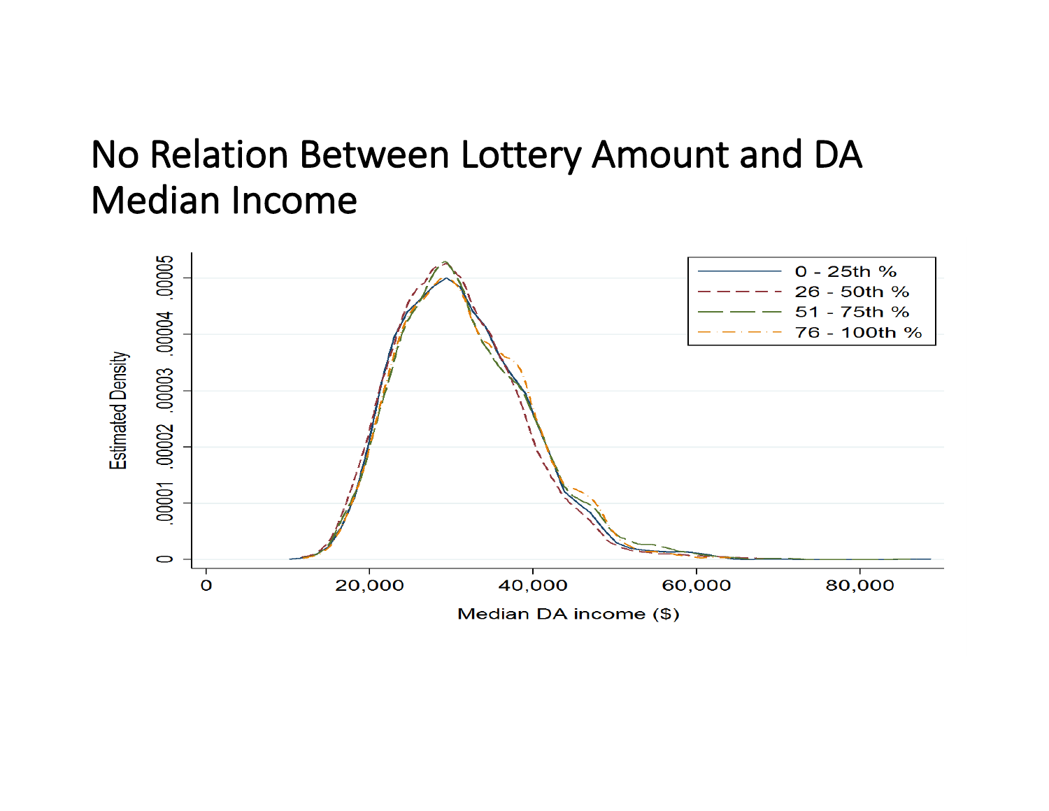# No Relation Between Lottery Amount and DA Median Income

Estimated Density

.00005 .00004 .00003 .00002 .00001 0

0 20,000 40,000 60,000 80,000

Median DA income ($)

0 - 25th %
26 - 50th %
51 - 75th %
76 - 100th %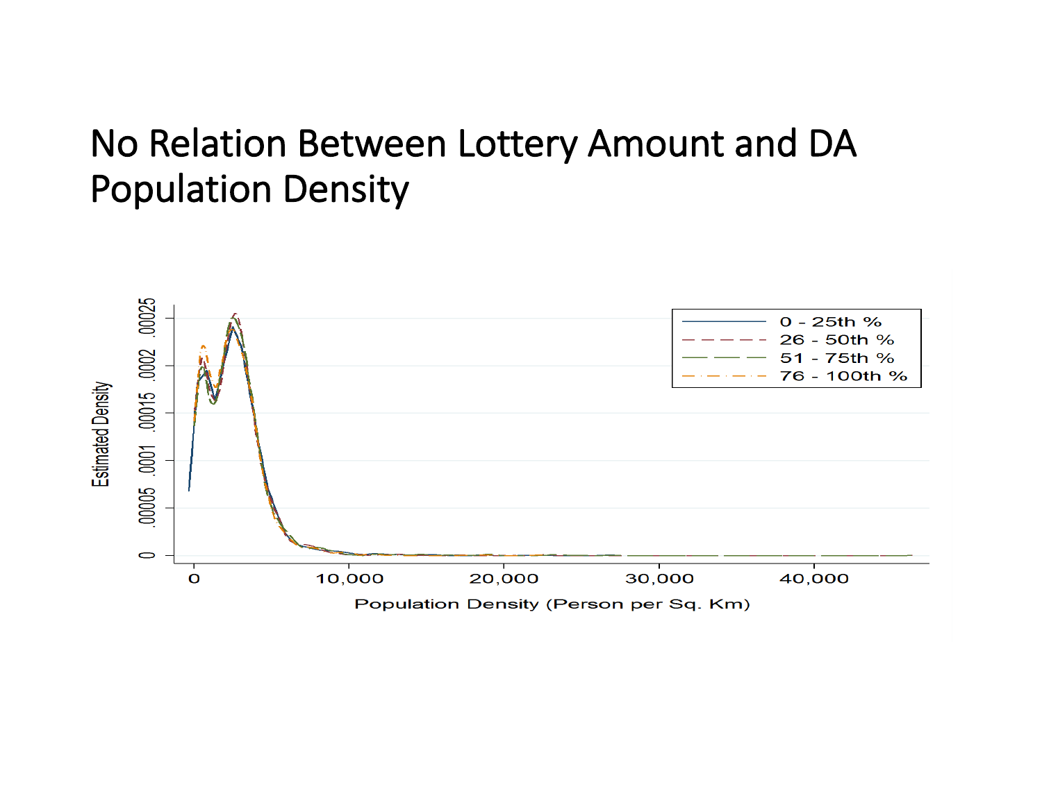# No Relation Between Lottery Amount and DA Population Density

Estimated Density

.00025
.0002
.00015
.0001
.00005
0

0 &nbsp;&nbsp; 10,000 &nbsp;&nbsp; 20,000 &nbsp;&nbsp; 30,000 &nbsp;&nbsp; 40,000

Population Density (Person per Sq. Km)

- 0 - 25th %
- 26 - 50th %
- 51 - 75th %
- 76 - 100th %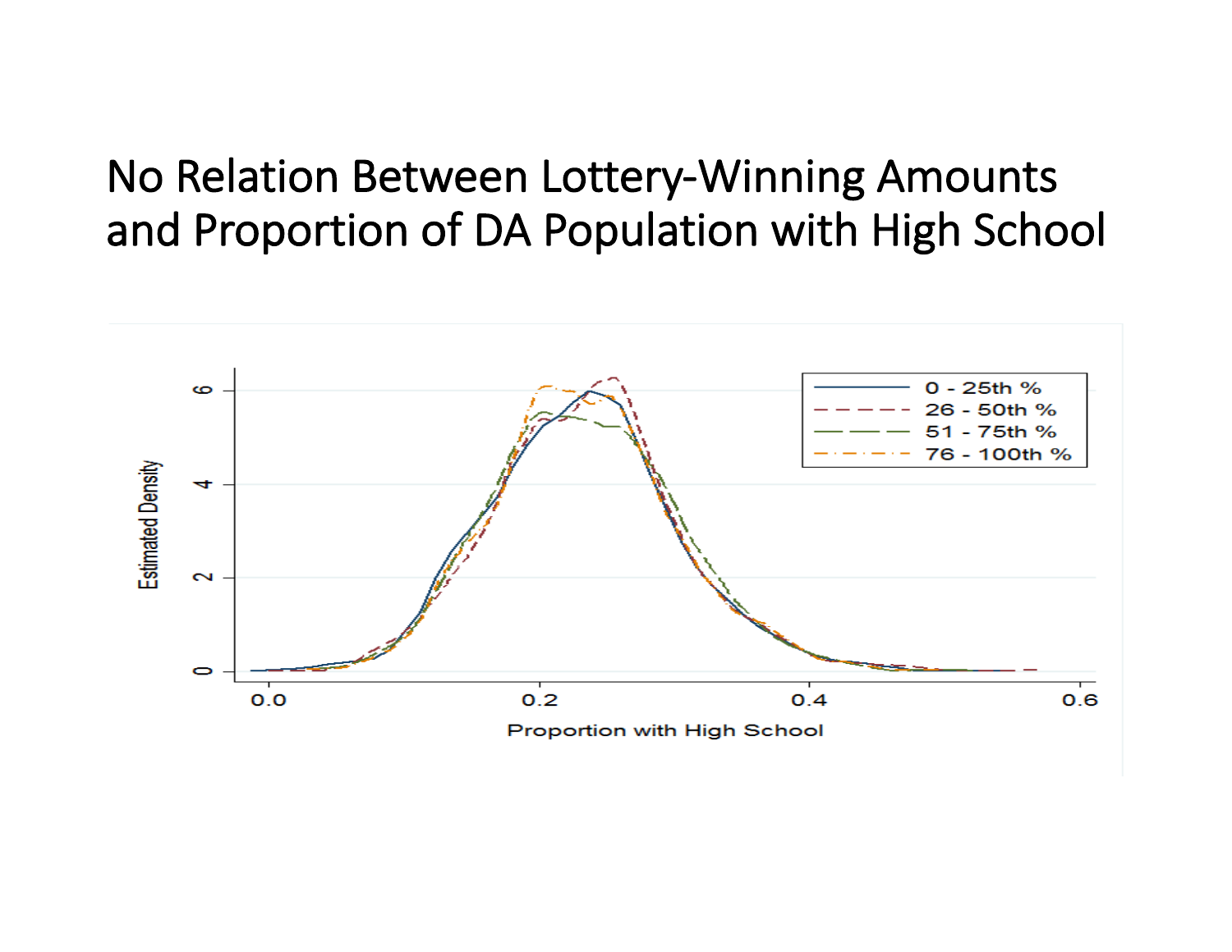# No Relation Between Lottery-Winning Amounts and Proportion of DA Population with High School

Estimated Density

Proportion with High School

0 - 25th %
26 - 50th %
51 - 75th %
76 - 100th %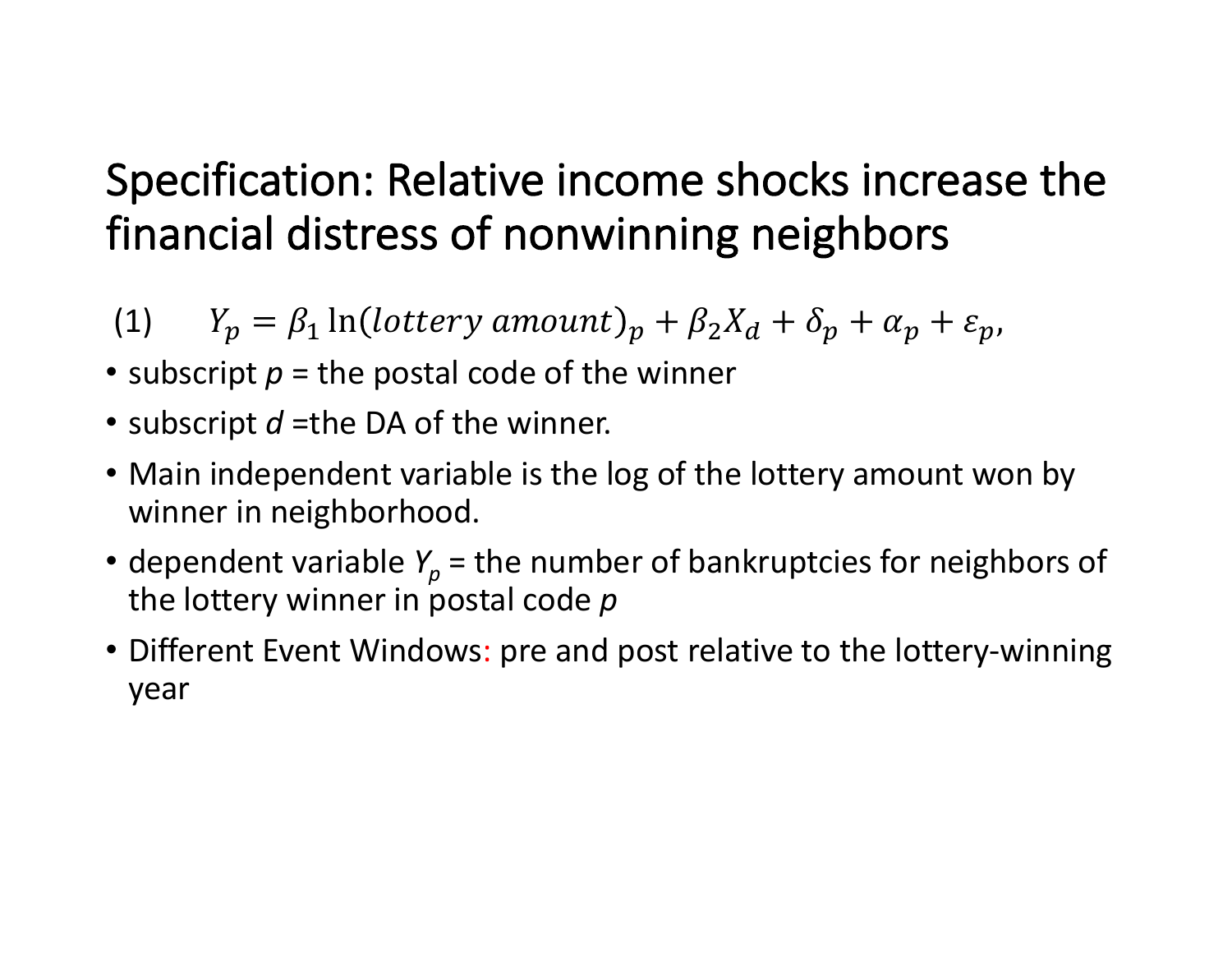# Specification: Relative income shocks increase the financial distress of nonwinning neighbors

(1) $$Y_p = \beta_1 \ln(lottery\ amount)_p + \beta_2 X_d + \delta_p + \alpha_p + \varepsilon_p,$$

- subscript $p$ = the postal code of the winner
- subscript $d$ =the DA of the winner.
- Main independent variable is the log of the lottery amount won by winner in neighborhood.
- dependent variable $Y_p$ = the number of bankruptcies for neighbors of the lottery winner in postal code $p$
- Different Event Windows: pre and post relative to the lottery-winning year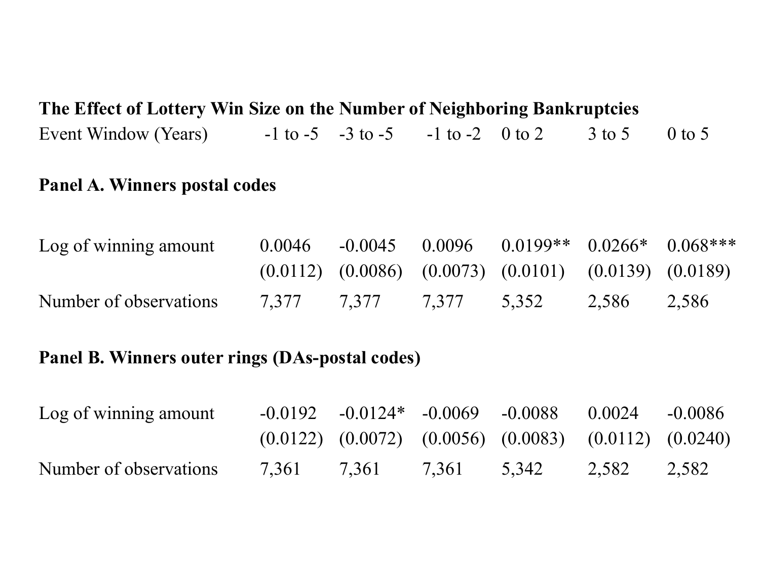**The Effect of Lottery Win Size on the Number of Neighboring Bankruptcies**

| Event Window (Years) | -1 to -5 | -3 to -5 | -1 to -2 | 0 to 2 | 3 to 5 | 0 to 5 |
|---|---|---|---|---|---|---|
| **Panel A. Winners postal codes** | | | | | | |
| Log of winning amount | 0.0046 | -0.0045 | 0.0096 | 0.0199** | 0.0266* | 0.068*** |
| | (0.0112) | (0.0086) | (0.0073) | (0.0101) | (0.0139) | (0.0189) |
| Number of observations | 7,377 | 7,377 | 7,377 | 5,352 | 2,586 | 2,586 |
| **Panel B. Winners outer rings (DAs-postal codes)** | | | | | | |
| Log of winning amount | -0.0192 | -0.0124* | -0.0069 | -0.0088 | 0.0024 | -0.0086 |
| | (0.0122) | (0.0072) | (0.0056) | (0.0083) | (0.0112) | (0.0240) |
| Number of observations | 7,361 | 7,361 | 7,361 | 5,342 | 2,582 | 2,582 |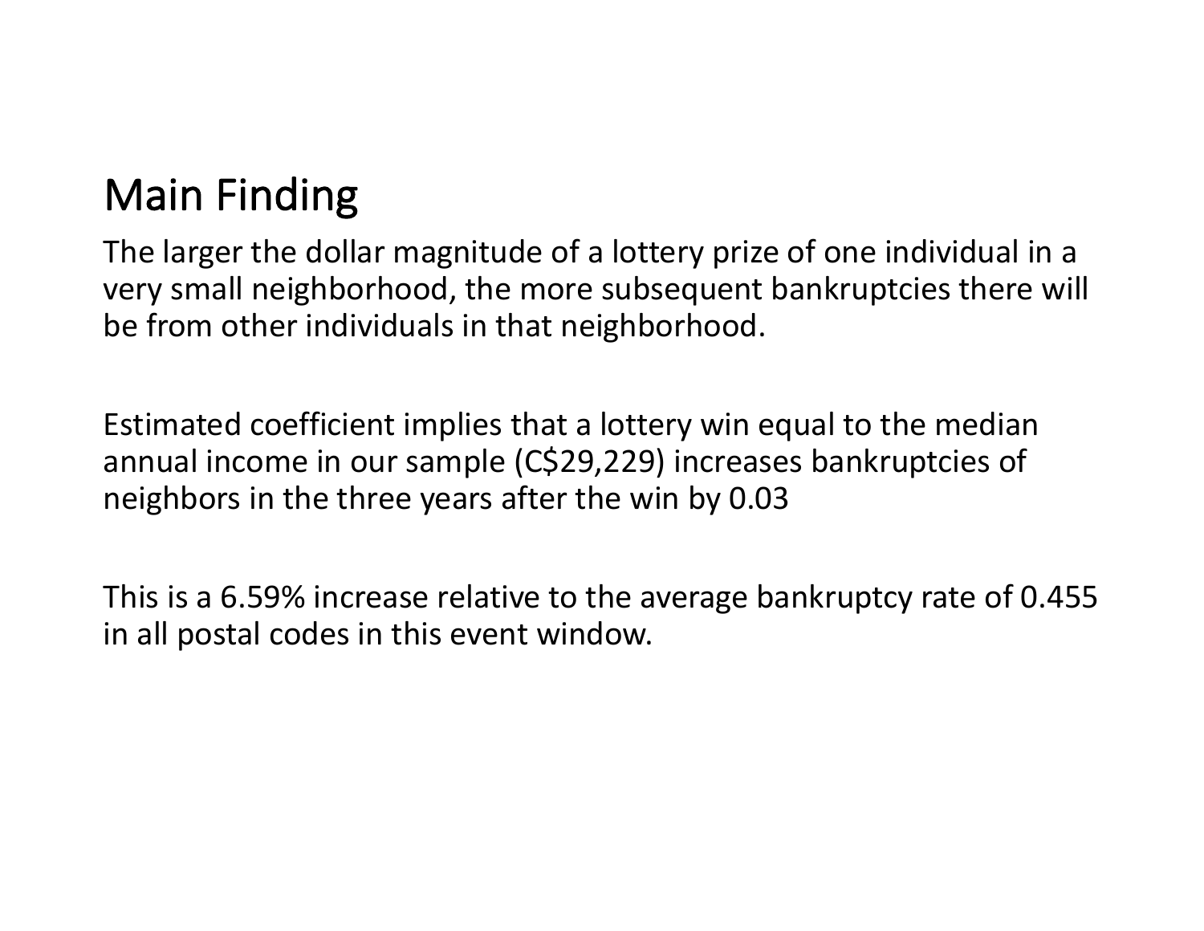# Main Finding

The larger the dollar magnitude of a lottery prize of one individual in a very small neighborhood, the more subsequent bankruptcies there will be from other individuals in that neighborhood.

Estimated coefficient implies that a lottery win equal to the median annual income in our sample (C$29,229) increases bankruptcies of neighbors in the three years after the win by 0.03

This is a 6.59% increase relative to the average bankruptcy rate of 0.455 in all postal codes in this event window.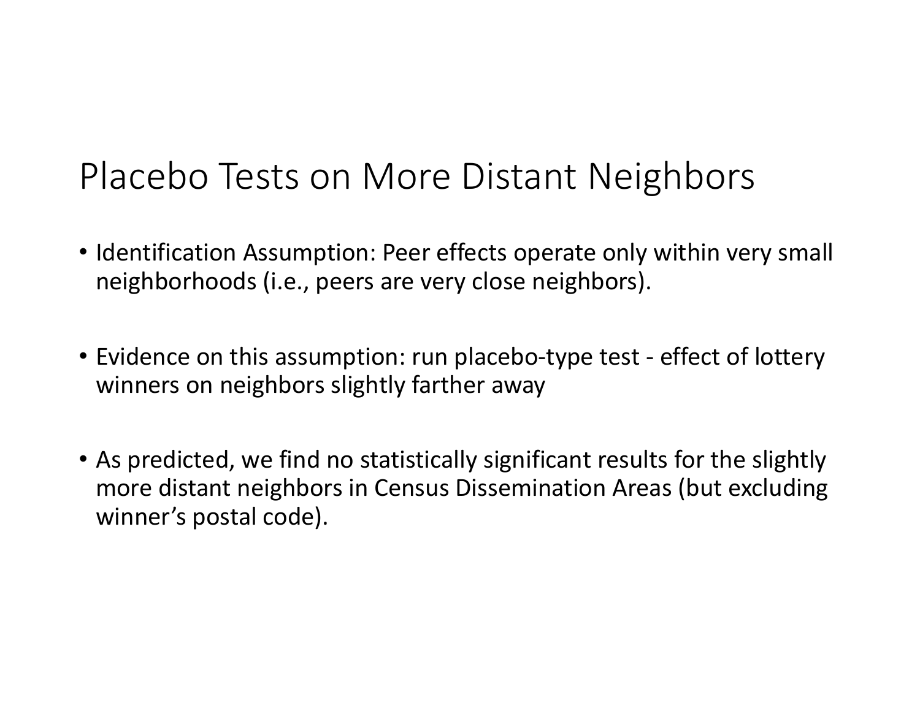# Placebo Tests on More Distant Neighbors

- Identification Assumption: Peer effects operate only within very small neighborhoods (i.e., peers are very close neighbors).

- Evidence on this assumption: run placebo-type test - effect of lottery winners on neighbors slightly farther away

- As predicted, we find no statistically significant results for the slightly more distant neighbors in Census Dissemination Areas (but excluding winner's postal code).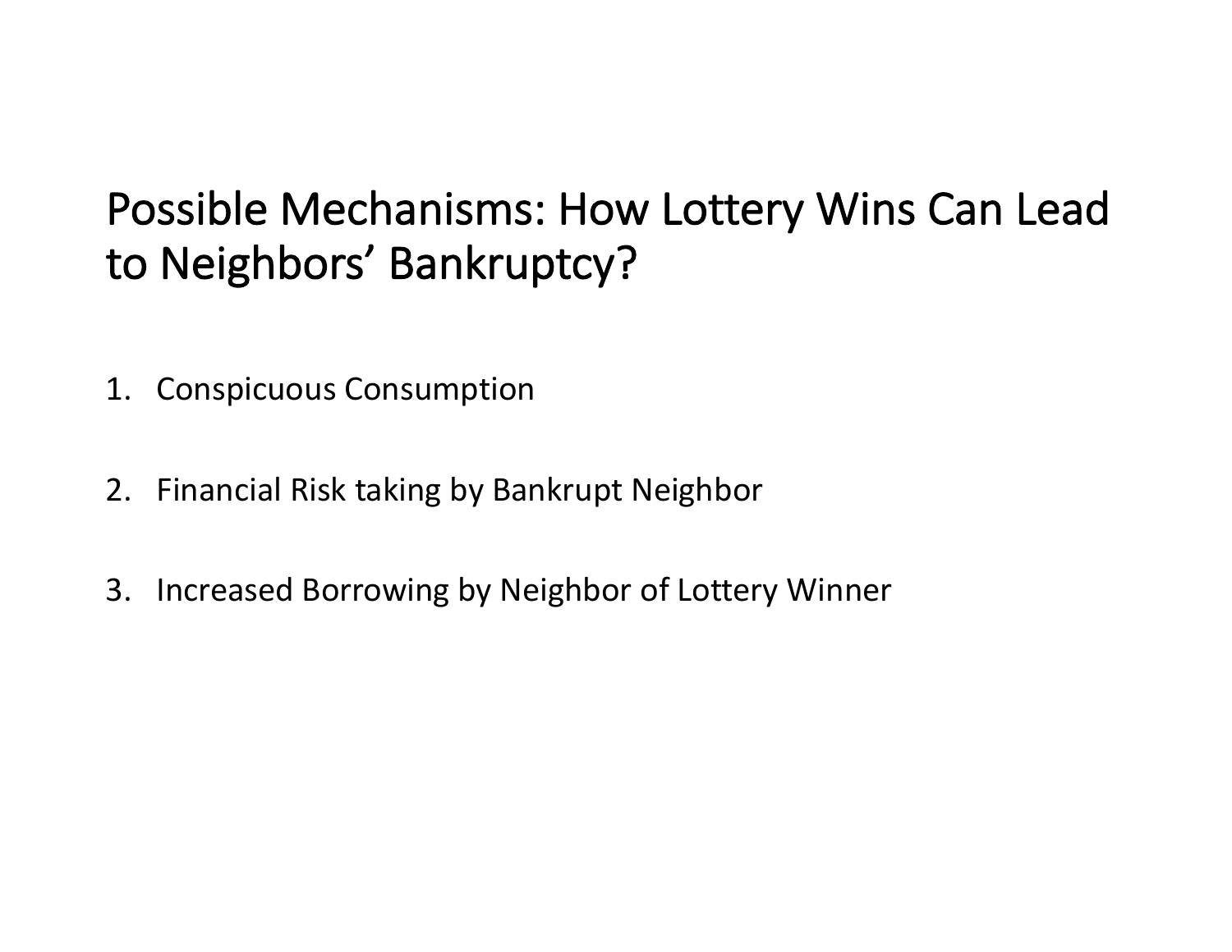# Possible Mechanisms: How Lottery Wins Can Lead to Neighbors' Bankruptcy?

1. Conspicuous Consumption

2. Financial Risk taking by Bankrupt Neighbor

3. Increased Borrowing by Neighbor of Lottery Winner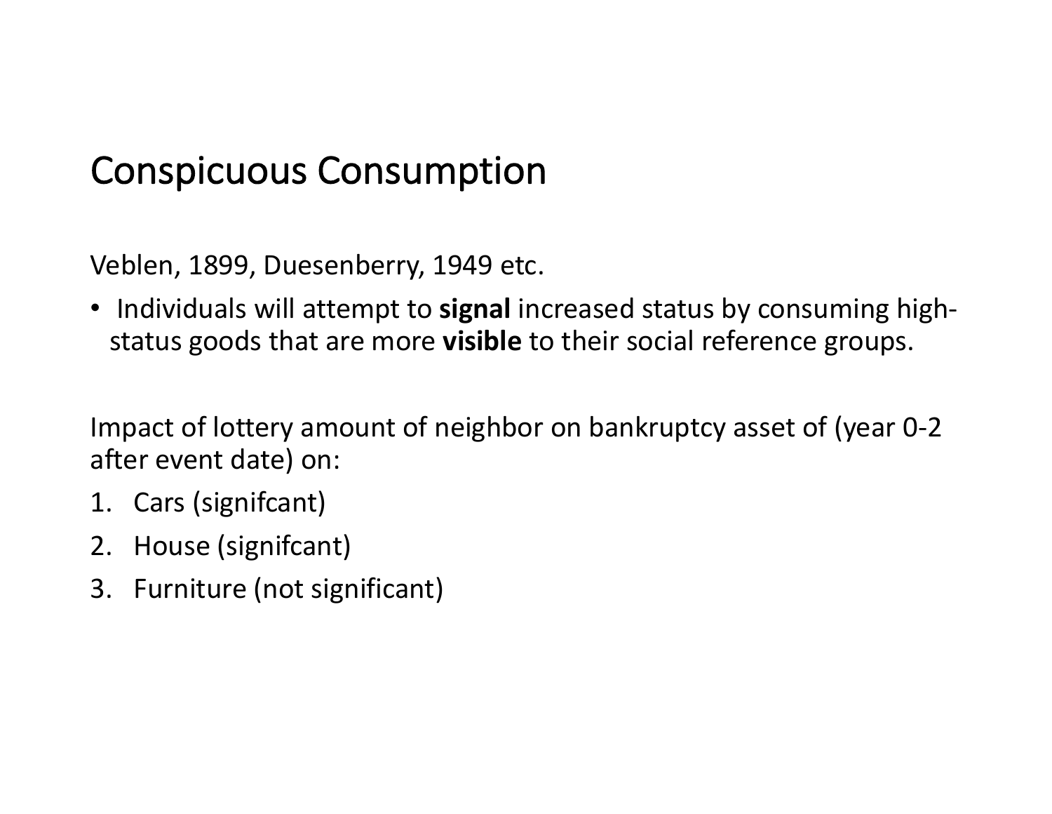# Conspicuous Consumption

Veblen, 1899, Duesenberry, 1949 etc.

- Individuals will attempt to **signal** increased status by consuming high-status goods that are more **visible** to their social reference groups.

Impact of lottery amount of neighbor on bankruptcy asset of (year 0-2 after event date) on:

1. Cars (signifcant)
2. House (signifcant)
3. Furniture (not significant)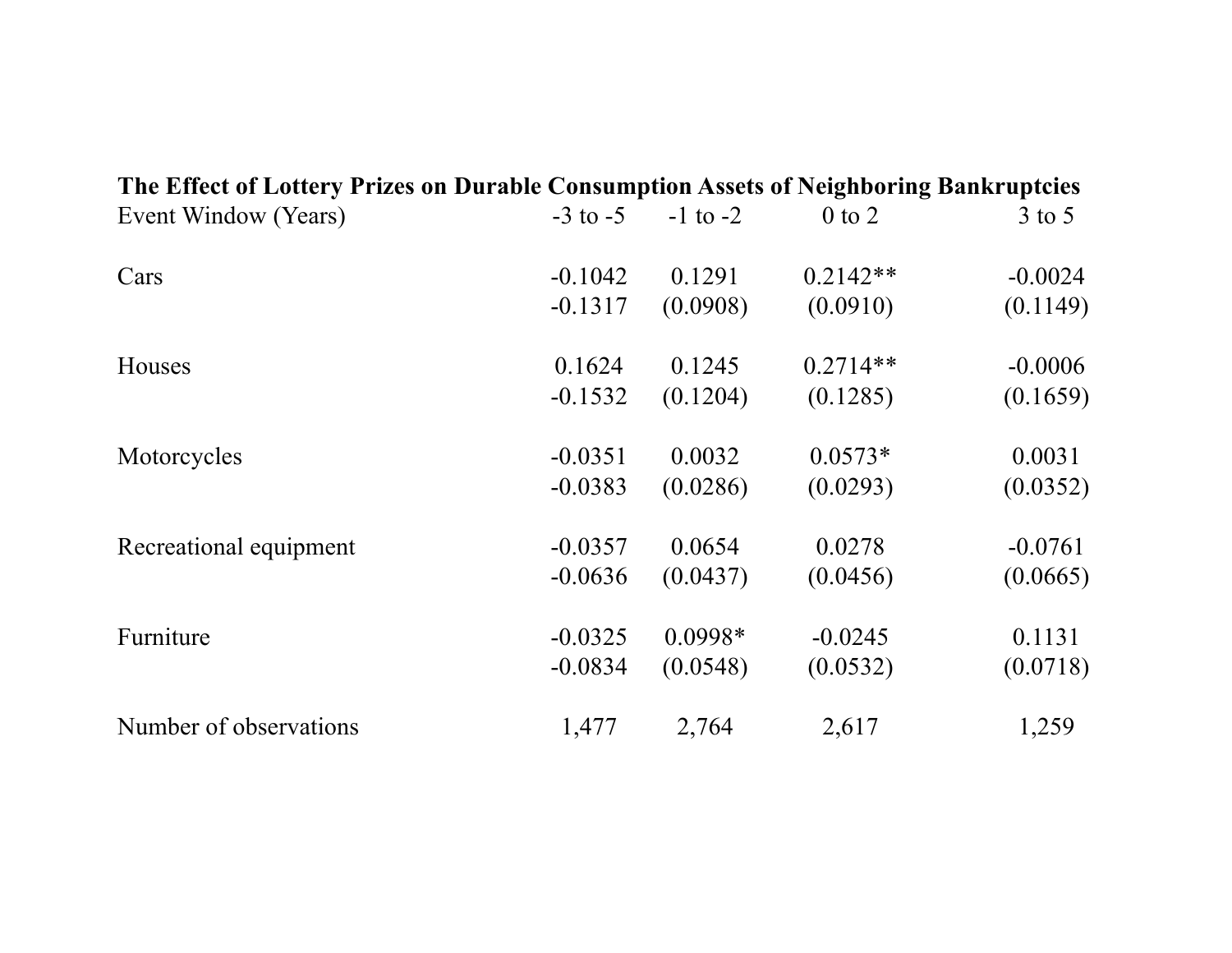**The Effect of Lottery Prizes on Durable Consumption Assets of Neighboring Bankruptcies**

| Event Window (Years) | -3 to -5 | -1 to -2 | 0 to 2 | 3 to 5 |
|---|---|---|---|---|
| Cars | -0.1042 | 0.1291 | 0.2142** | -0.0024 |
| | -0.1317 | (0.0908) | (0.0910) | (0.1149) |
| Houses | 0.1624 | 0.1245 | 0.2714** | -0.0006 |
| | -0.1532 | (0.1204) | (0.1285) | (0.1659) |
| Motorcycles | -0.0351 | 0.0032 | 0.0573* | 0.0031 |
| | -0.0383 | (0.0286) | (0.0293) | (0.0352) |
| Recreational equipment | -0.0357 | 0.0654 | 0.0278 | -0.0761 |
| | -0.0636 | (0.0437) | (0.0456) | (0.0665) |
| Furniture | -0.0325 | 0.0998* | -0.0245 | 0.1131 |
| | -0.0834 | (0.0548) | (0.0532) | (0.0718) |
| Number of observations | 1,477 | 2,764 | 2,617 | 1,259 |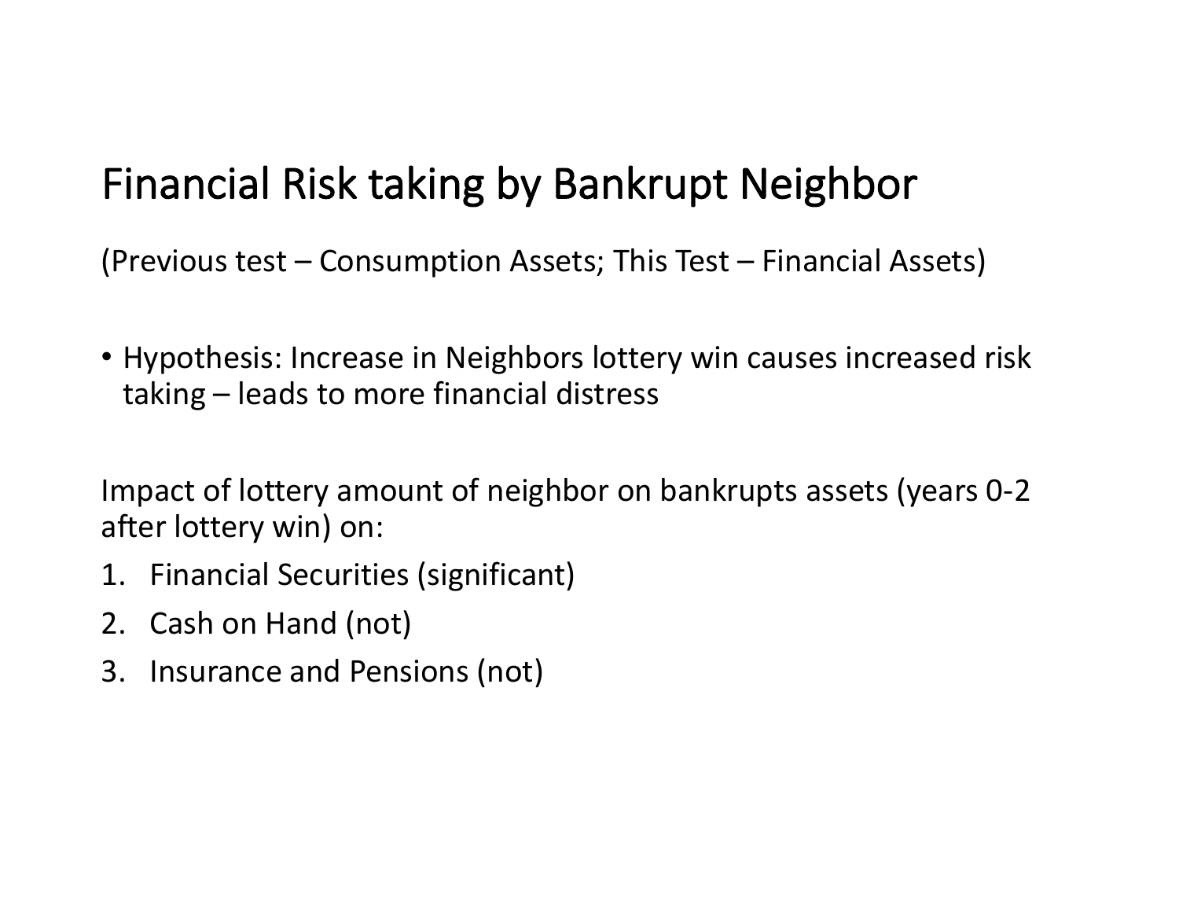# Financial Risk taking by Bankrupt Neighbor

(Previous test – Consumption Assets; This Test – Financial Assets)

- Hypothesis: Increase in Neighbors lottery win causes increased risk taking – leads to more financial distress

Impact of lottery amount of neighbor on bankrupts assets (years 0-2 after lottery win) on:

1. Financial Securities (significant)
2. Cash on Hand (not)
3. Insurance and Pensions (not)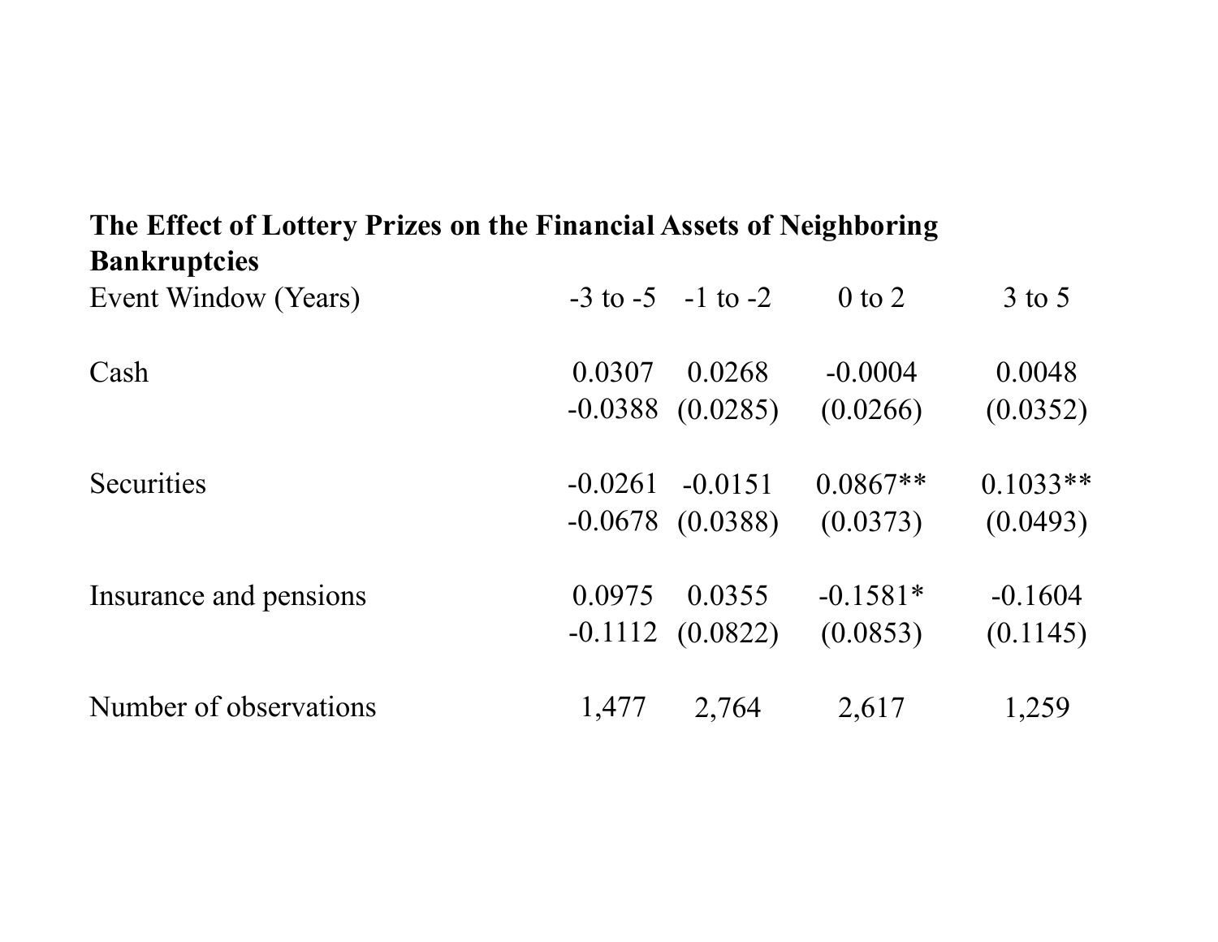**The Effect of Lottery Prizes on the Financial Assets of Neighboring Bankruptcies**

| Event Window (Years) | -3 to -5 | -1 to -2 | 0 to 2 | 3 to 5 |
|---|---|---|---|---|
| Cash | 0.0307 | 0.0268 | -0.0004 | 0.0048 |
| | -0.0388 | (0.0285) | (0.0266) | (0.0352) |
| Securities | -0.0261 | -0.0151 | 0.0867** | 0.1033** |
| | -0.0678 | (0.0388) | (0.0373) | (0.0493) |
| Insurance and pensions | 0.0975 | 0.0355 | -0.1581* | -0.1604 |
| | -0.1112 | (0.0822) | (0.0853) | (0.1145) |
| Number of observations | 1,477 | 2,764 | 2,617 | 1,259 |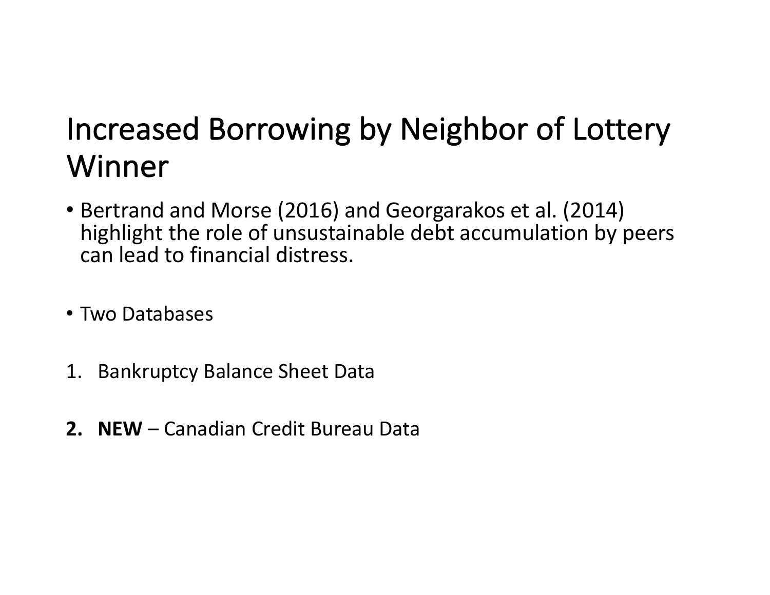# Increased Borrowing by Neighbor of Lottery Winner

- Bertrand and Morse (2016) and Georgarakos et al. (2014) highlight the role of unsustainable debt accumulation by peers can lead to financial distress.

- Two Databases

1. Bankruptcy Balance Sheet Data

2. **NEW** – Canadian Credit Bureau Data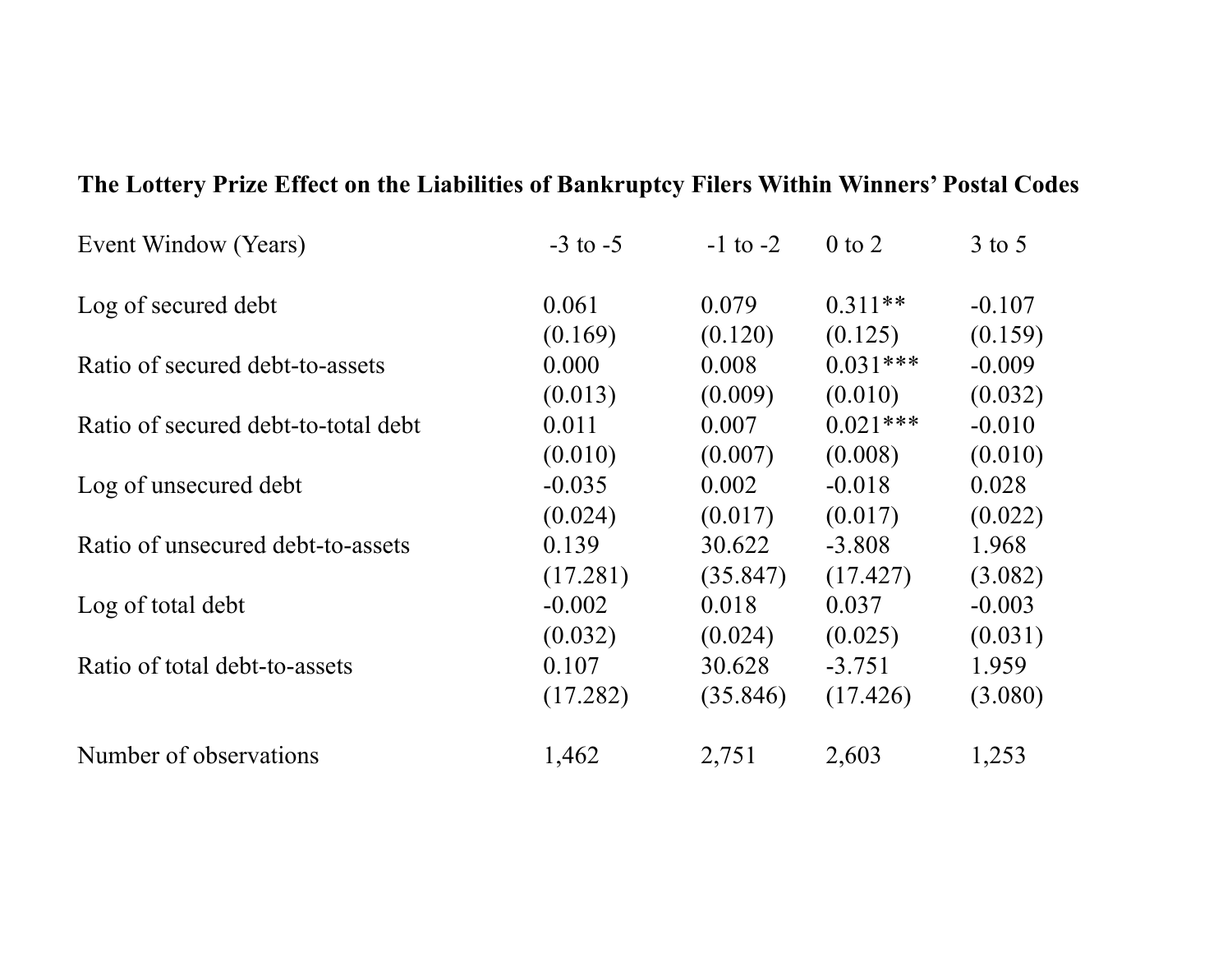**The Lottery Prize Effect on the Liabilities of Bankruptcy Filers Within Winners' Postal Codes**

| Event Window (Years) | -3 to -5 | -1 to -2 | 0 to 2 | 3 to 5 |
|---|---|---|---|---|
| Log of secured debt | 0.061 | 0.079 | 0.311** | -0.107 |
| | (0.169) | (0.120) | (0.125) | (0.159) |
| Ratio of secured debt-to-assets | 0.000 | 0.008 | 0.031*** | -0.009 |
| | (0.013) | (0.009) | (0.010) | (0.032) |
| Ratio of secured debt-to-total debt | 0.011 | 0.007 | 0.021*** | -0.010 |
| | (0.010) | (0.007) | (0.008) | (0.010) |
| Log of unsecured debt | -0.035 | 0.002 | -0.018 | 0.028 |
| | (0.024) | (0.017) | (0.017) | (0.022) |
| Ratio of unsecured debt-to-assets | 0.139 | 30.622 | -3.808 | 1.968 |
| | (17.281) | (35.847) | (17.427) | (3.082) |
| Log of total debt | -0.002 | 0.018 | 0.037 | -0.003 |
| | (0.032) | (0.024) | (0.025) | (0.031) |
| Ratio of total debt-to-assets | 0.107 | 30.628 | -3.751 | 1.959 |
| | (17.282) | (35.846) | (17.426) | (3.080) |
| Number of observations | 1,462 | 2,751 | 2,603 | 1,253 |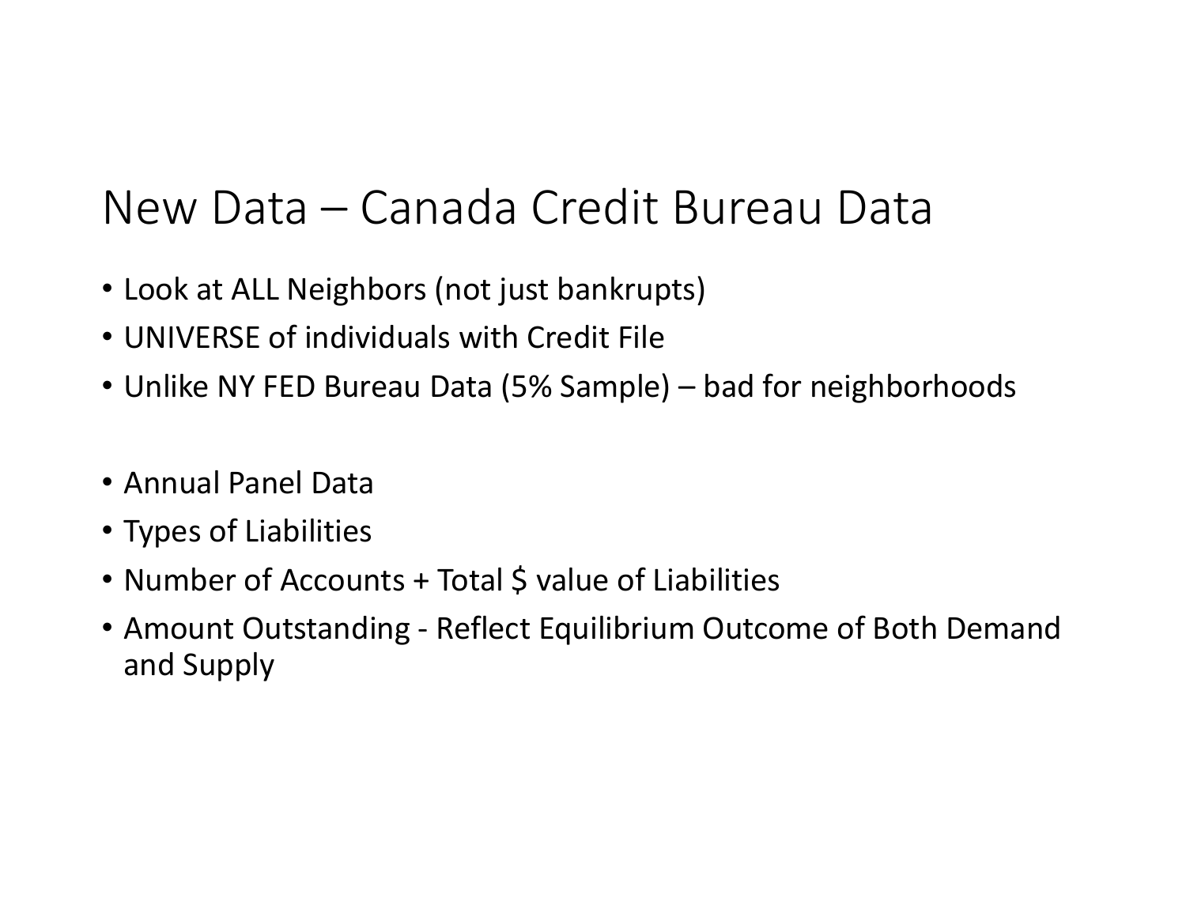# New Data – Canada Credit Bureau Data

- Look at ALL Neighbors (not just bankrupts)
- UNIVERSE of individuals with Credit File
- Unlike NY FED Bureau Data (5% Sample) – bad for neighborhoods

- Annual Panel Data
- Types of Liabilities
- Number of Accounts + Total $ value of Liabilities
- Amount Outstanding - Reflect Equilibrium Outcome of Both Demand and Supply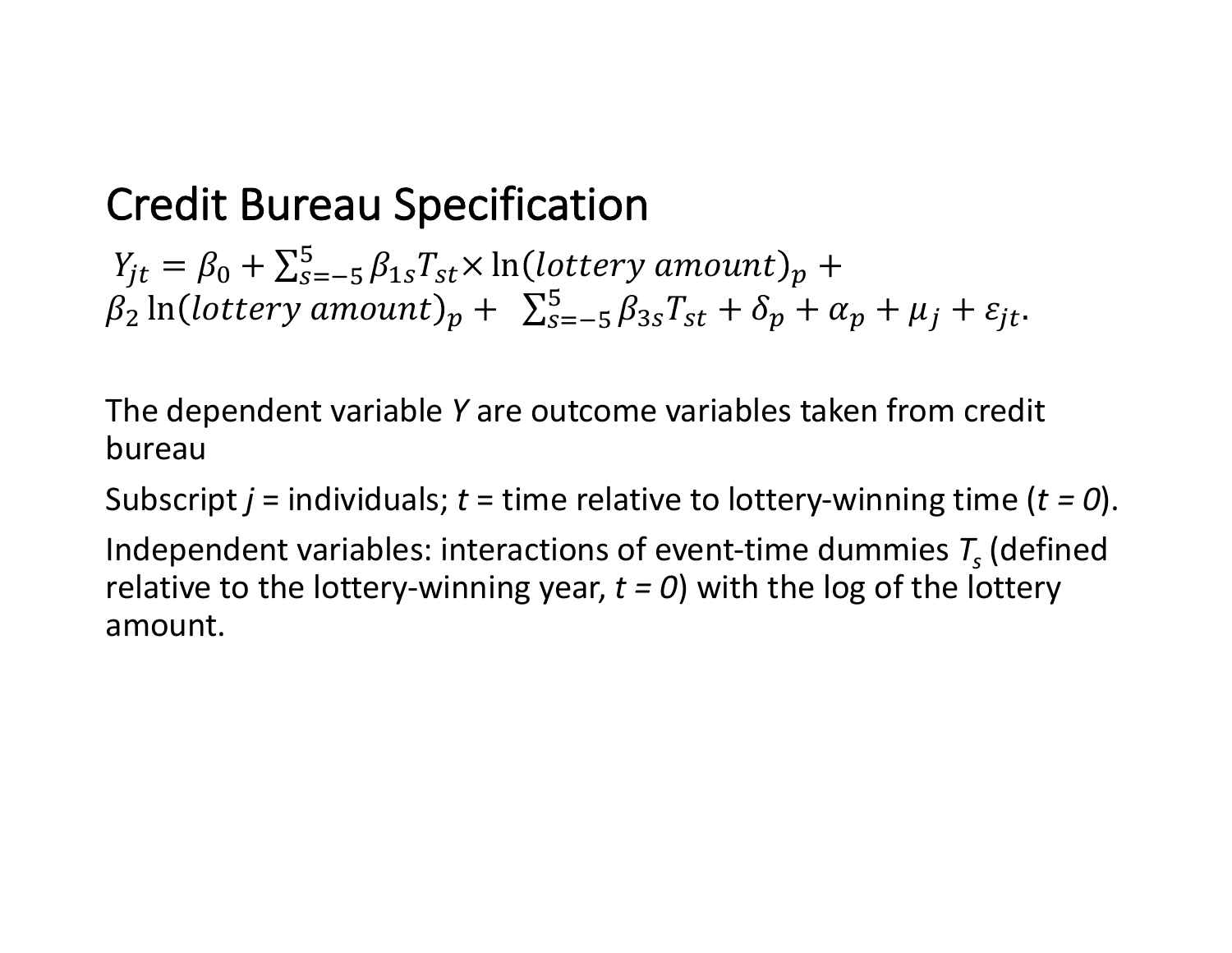# Credit Bureau Specification

$$Y_{jt} = \beta_0 + \sum_{s=-5}^{5} \beta_{1s} T_{st} \times \ln(lottery\ amount)_p + \beta_2 \ln(lottery\ amount)_p + \sum_{s=-5}^{5} \beta_{3s} T_{st} + \delta_p + \alpha_p + \mu_j + \varepsilon_{jt}.$$

The dependent variable *Y* are outcome variables taken from credit bureau

Subscript *j* = individuals; *t* = time relative to lottery-winning time (*t = 0*).

Independent variables: interactions of event-time dummies $T_s$ (defined relative to the lottery-winning year, *t = 0*) with the log of the lottery amount.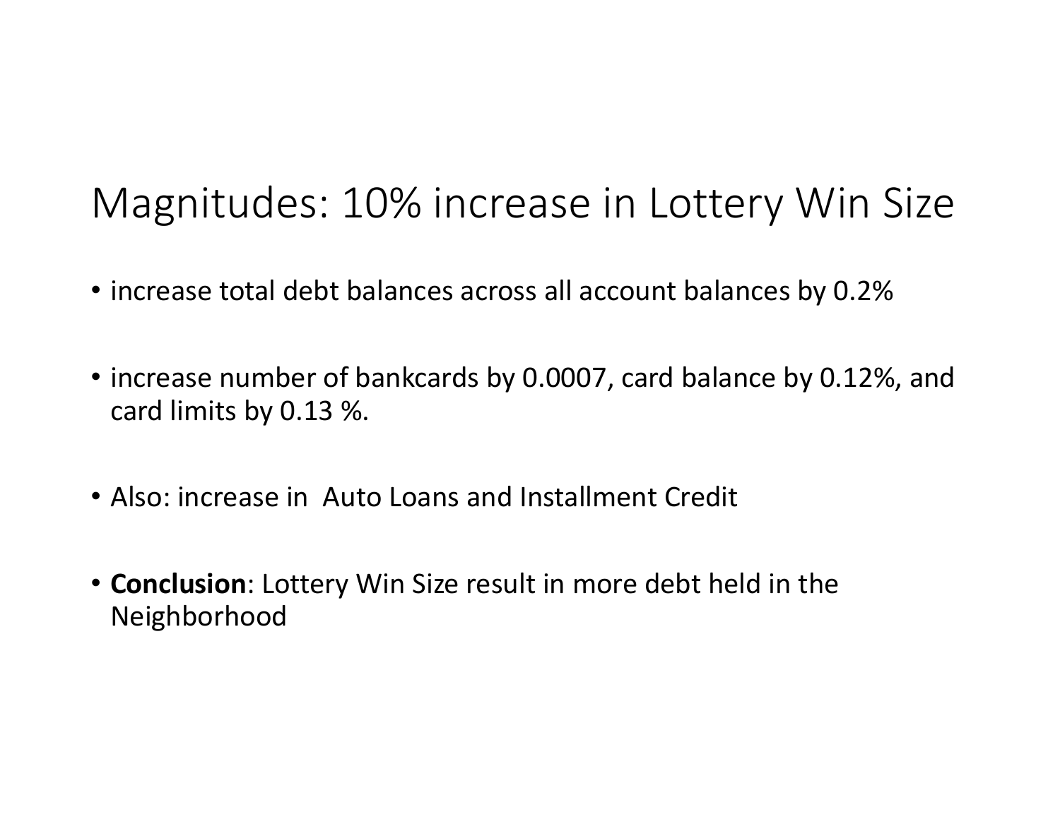# Magnitudes: 10% increase in Lottery Win Size

- increase total debt balances across all account balances by 0.2%

- increase number of bankcards by 0.0007, card balance by 0.12%, and card limits by 0.13 %.

- Also: increase in Auto Loans and Installment Credit

- **Conclusion**: Lottery Win Size result in more debt held in the Neighborhood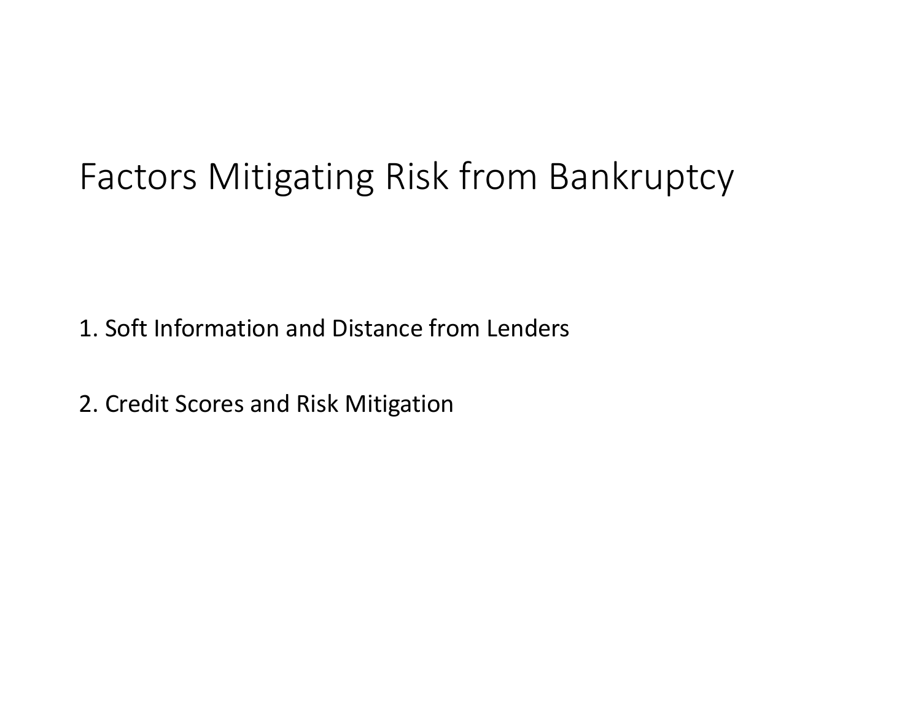# Factors Mitigating Risk from Bankruptcy

1. Soft Information and Distance from Lenders

2. Credit Scores and Risk Mitigation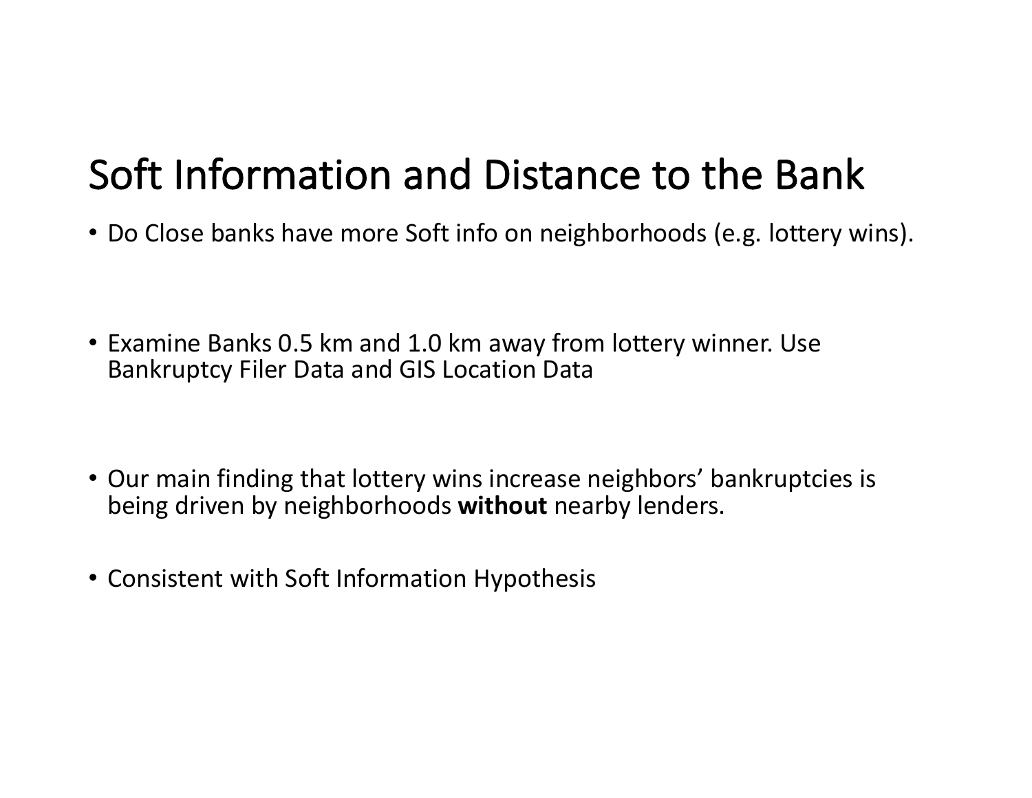# Soft Information and Distance to the Bank

- Do Close banks have more Soft info on neighborhoods (e.g. lottery wins).

- Examine Banks 0.5 km and 1.0 km away from lottery winner. Use Bankruptcy Filer Data and GIS Location Data

- Our main finding that lottery wins increase neighbors' bankruptcies is being driven by neighborhoods **without** nearby lenders.

- Consistent with Soft Information Hypothesis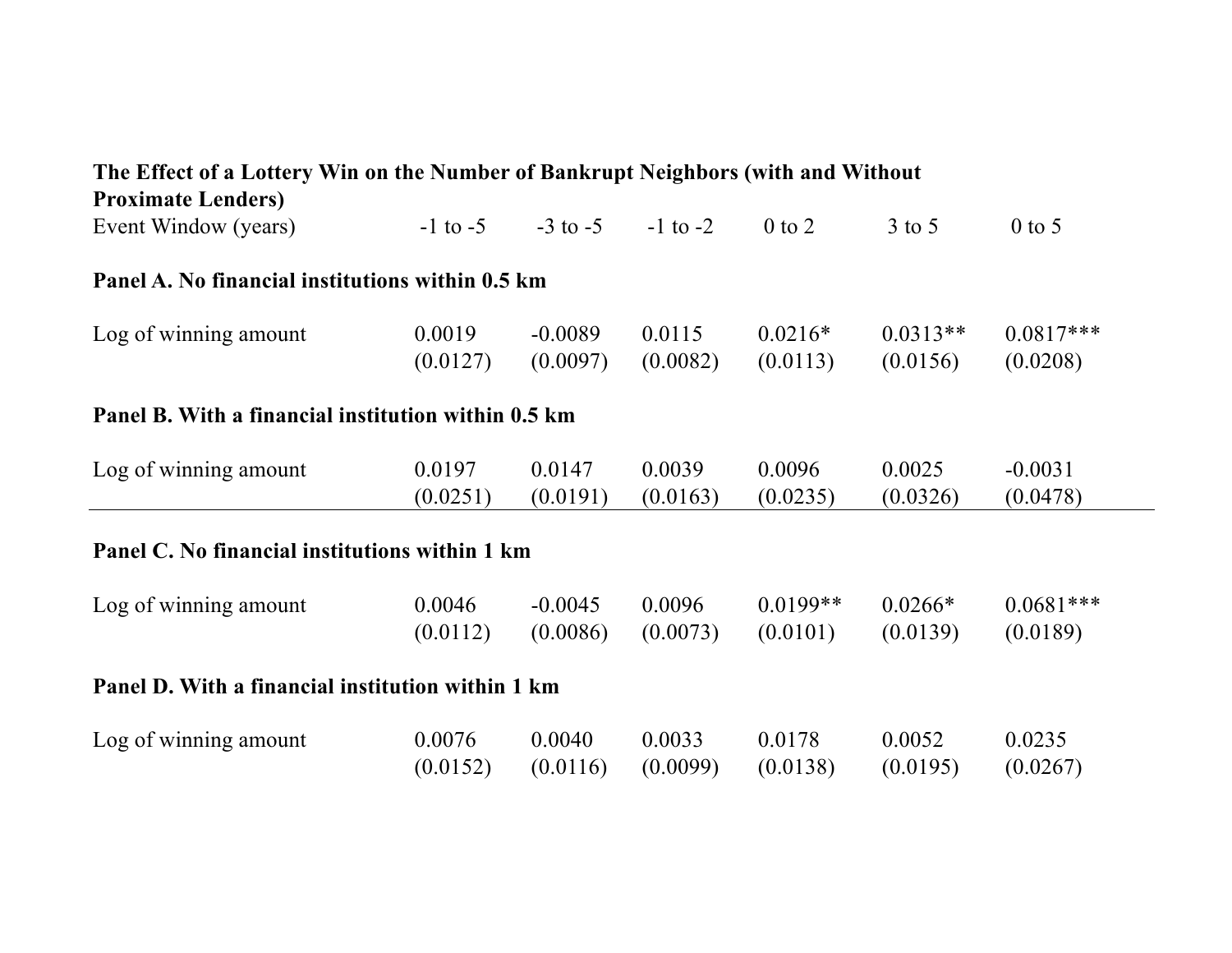**The Effect of a Lottery Win on the Number of Bankrupt Neighbors (with and Without Proximate Lenders)**

| Event Window (years) | -1 to -5 | -3 to -5 | -1 to -2 | 0 to 2 | 3 to 5 | 0 to 5 |
|---|---|---|---|---|---|---|
| **Panel A. No financial institutions within 0.5 km** | | | | | | |
| Log of winning amount | 0.0019 | -0.0089 | 0.0115 | 0.0216* | 0.0313** | 0.0817*** |
| | (0.0127) | (0.0097) | (0.0082) | (0.0113) | (0.0156) | (0.0208) |
| **Panel B. With a financial institution within 0.5 km** | | | | | | |
| Log of winning amount | 0.0197 | 0.0147 | 0.0039 | 0.0096 | 0.0025 | -0.0031 |
| | (0.0251) | (0.0191) | (0.0163) | (0.0235) | (0.0326) | (0.0478) |
| **Panel C. No financial institutions within 1 km** | | | | | | |
| Log of winning amount | 0.0046 | -0.0045 | 0.0096 | 0.0199** | 0.0266* | 0.0681*** |
| | (0.0112) | (0.0086) | (0.0073) | (0.0101) | (0.0139) | (0.0189) |
| **Panel D. With a financial institution within 1 km** | | | | | | |
| Log of winning amount | 0.0076 | 0.0040 | 0.0033 | 0.0178 | 0.0052 | 0.0235 |
| | (0.0152) | (0.0116) | (0.0099) | (0.0138) | (0.0195) | (0.0267) |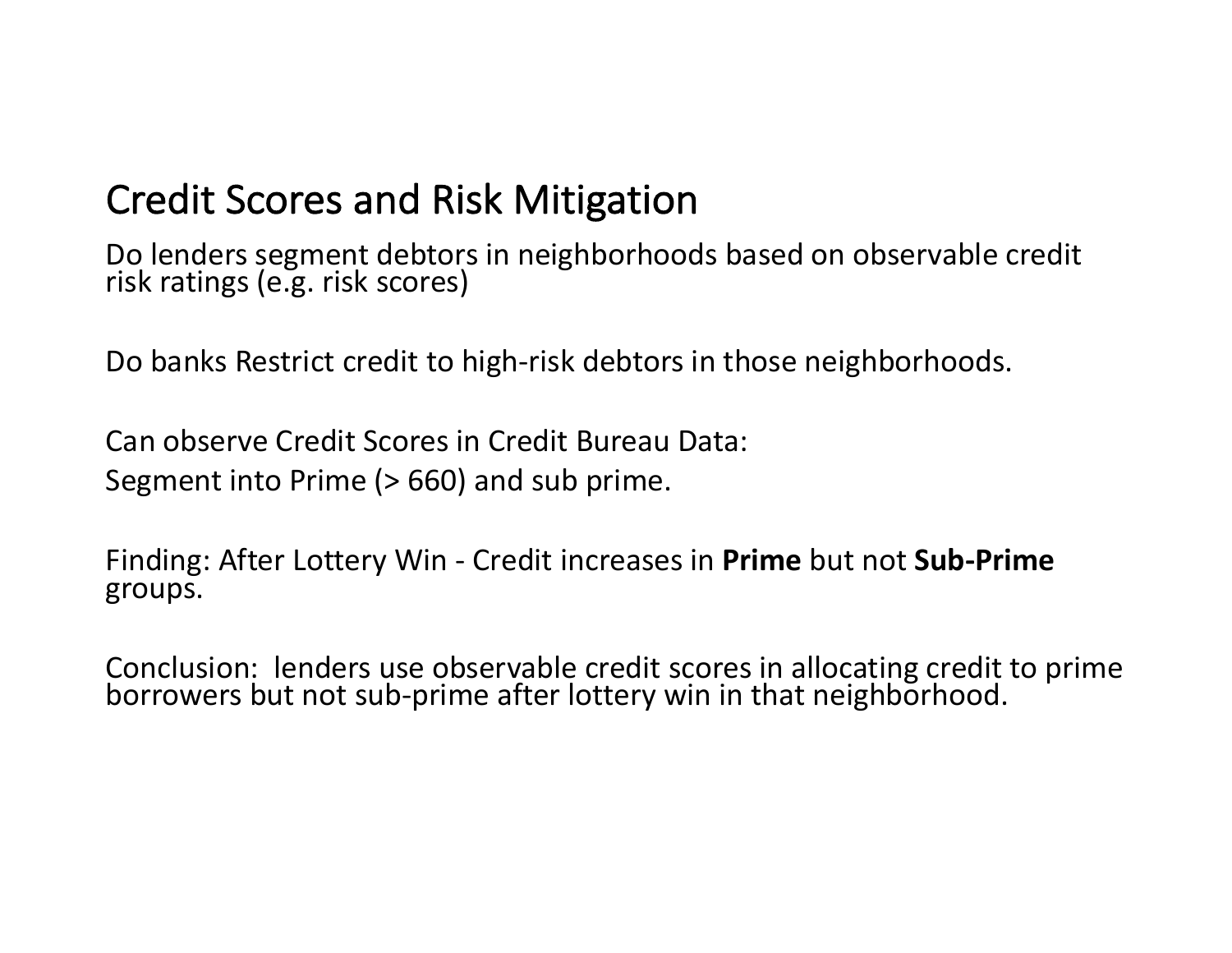# Credit Scores and Risk Mitigation

Do lenders segment debtors in neighborhoods based on observable credit risk ratings (e.g. risk scores)

Do banks Restrict credit to high-risk debtors in those neighborhoods.

Can observe Credit Scores in Credit Bureau Data:
Segment into Prime (> 660) and sub prime.

Finding: After Lottery Win - Credit increases in **Prime** but not **Sub-Prime** groups.

Conclusion: lenders use observable credit scores in allocating credit to prime borrowers but not sub-prime after lottery win in that neighborhood.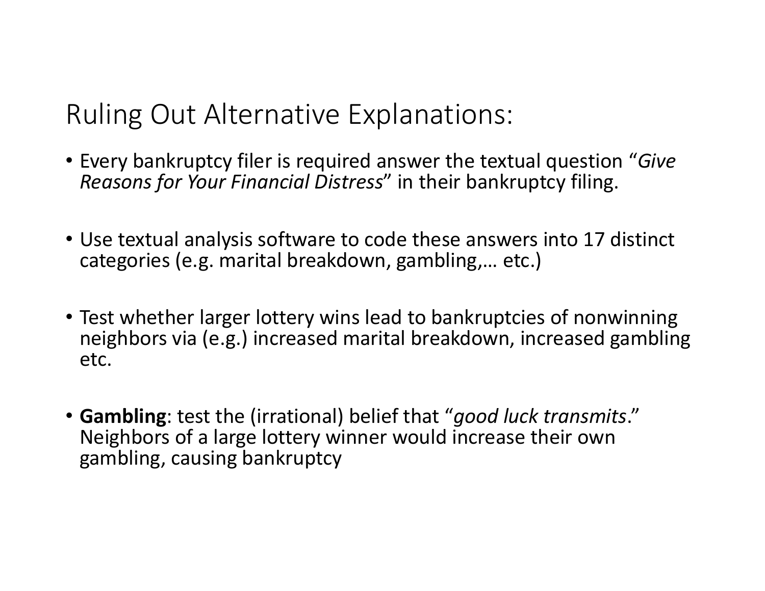# Ruling Out Alternative Explanations:

- Every bankruptcy filer is required answer the textual question "*Give Reasons for Your Financial Distress*" in their bankruptcy filing.

- Use textual analysis software to code these answers into 17 distinct categories (e.g. marital breakdown, gambling,… etc.)

- Test whether larger lottery wins lead to bankruptcies of nonwinning neighbors via (e.g.) increased marital breakdown, increased gambling etc.

- **Gambling**: test the (irrational) belief that "*good luck transmits*." Neighbors of a large lottery winner would increase their own gambling, causing bankruptcy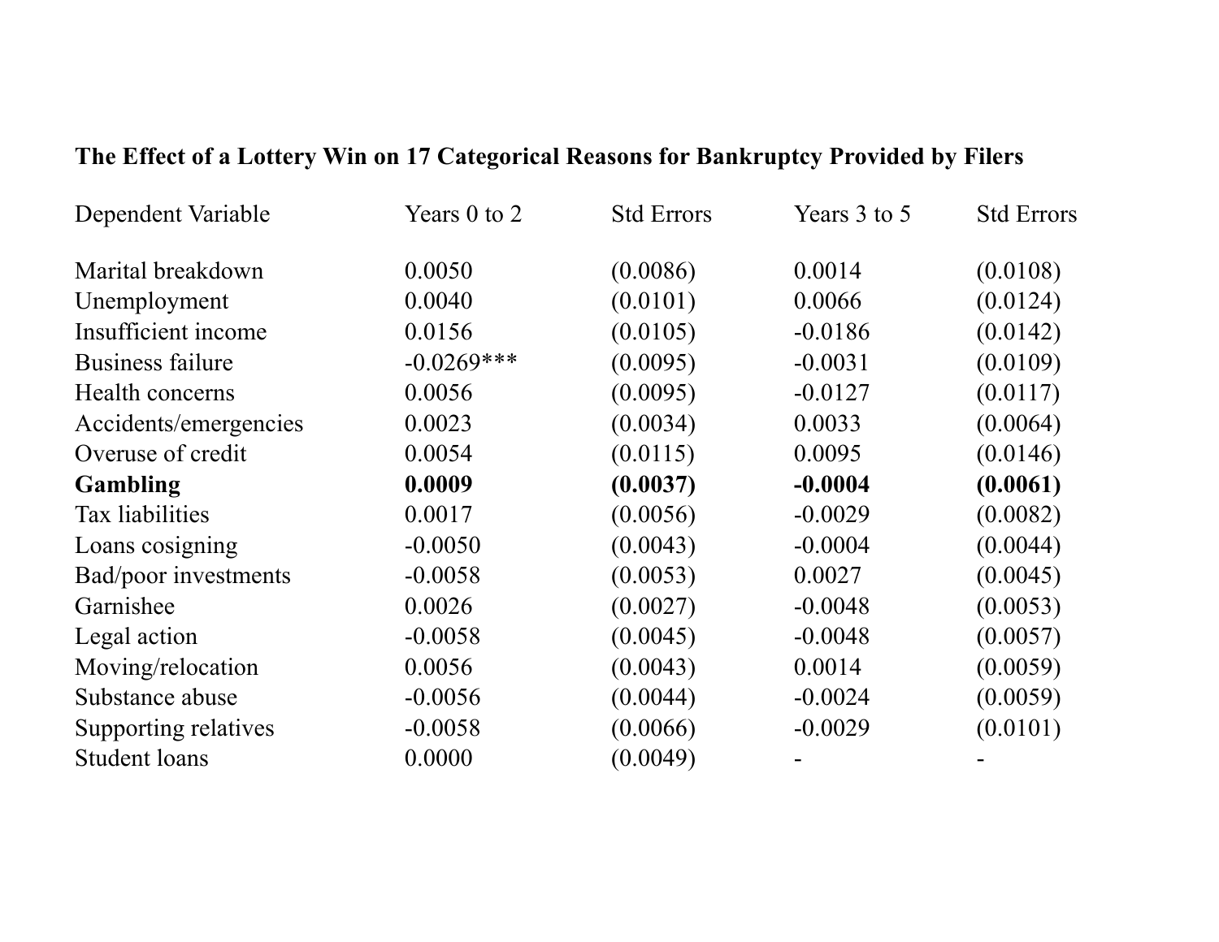**The Effect of a Lottery Win on 17 Categorical Reasons for Bankruptcy Provided by Filers**

| Dependent Variable | Years 0 to 2 | Std Errors | Years 3 to 5 | Std Errors |
|---|---|---|---|---|
| Marital breakdown | 0.0050 | (0.0086) | 0.0014 | (0.0108) |
| Unemployment | 0.0040 | (0.0101) | 0.0066 | (0.0124) |
| Insufficient income | 0.0156 | (0.0105) | -0.0186 | (0.0142) |
| Business failure | -0.0269*** | (0.0095) | -0.0031 | (0.0109) |
| Health concerns | 0.0056 | (0.0095) | -0.0127 | (0.0117) |
| Accidents/emergencies | 0.0023 | (0.0034) | 0.0033 | (0.0064) |
| Overuse of credit | 0.0054 | (0.0115) | 0.0095 | (0.0146) |
| **Gambling** | **0.0009** | **(0.0037)** | **-0.0004** | **(0.0061)** |
| Tax liabilities | 0.0017 | (0.0056) | -0.0029 | (0.0082) |
| Loans cosigning | -0.0050 | (0.0043) | -0.0004 | (0.0044) |
| Bad/poor investments | -0.0058 | (0.0053) | 0.0027 | (0.0045) |
| Garnishee | 0.0026 | (0.0027) | -0.0048 | (0.0053) |
| Legal action | -0.0058 | (0.0045) | -0.0048 | (0.0057) |
| Moving/relocation | 0.0056 | (0.0043) | 0.0014 | (0.0059) |
| Substance abuse | -0.0056 | (0.0044) | -0.0024 | (0.0059) |
| Supporting relatives | -0.0058 | (0.0066) | -0.0029 | (0.0101) |
| Student loans | 0.0000 | (0.0049) | - | - |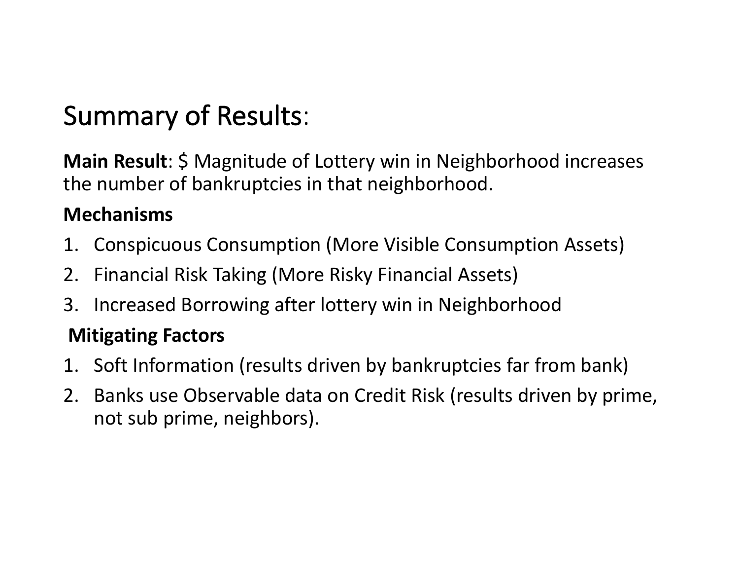# Summary of Results:

**Main Result**: $ Magnitude of Lottery win in Neighborhood increases the number of bankruptcies in that neighborhood.

**Mechanisms**

1. Conspicuous Consumption (More Visible Consumption Assets)
2. Financial Risk Taking (More Risky Financial Assets)
3. Increased Borrowing after lottery win in Neighborhood

**Mitigating Factors**

1. Soft Information (results driven by bankruptcies far from bank)
2. Banks use Observable data on Credit Risk (results driven by prime, not sub prime, neighbors).